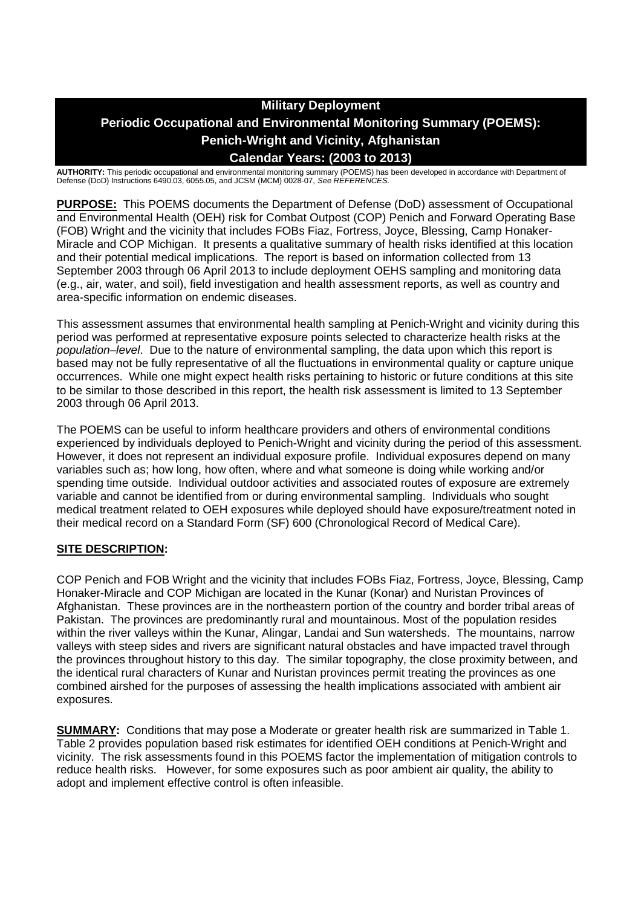# Military Deployment
# Periodic Occupational and Environmental Monitoring Summary (POEMS): Penich-Wright and Vicinity, Afghanistan
## Calendar Years: (2003 to 2013)

**AUTHORITY:** This periodic occupational and environmental monitoring summary (POEMS) has been developed in accordance with Department of Defense (DoD) Instructions 6490.03, 6055.05, and JCSM (MCM) 0028-07, *See REFERENCES.*

**PURPOSE:** This POEMS documents the Department of Defense (DoD) assessment of Occupational and Environmental Health (OEH) risk for Combat Outpost (COP) Penich and Forward Operating Base (FOB) Wright and the vicinity that includes FOBs Fiaz, Fortress, Joyce, Blessing, Camp Honaker-Miracle and COP Michigan. It presents a qualitative summary of health risks identified at this location and their potential medical implications. The report is based on information collected from 13 September 2003 through 06 April 2013 to include deployment OEHS sampling and monitoring data (e.g., air, water, and soil), field investigation and health assessment reports, as well as country and area-specific information on endemic diseases.

This assessment assumes that environmental health sampling at Penich-Wright and vicinity during this period was performed at representative exposure points selected to characterize health risks at the *population–level*. Due to the nature of environmental sampling, the data upon which this report is based may not be fully representative of all the fluctuations in environmental quality or capture unique occurrences. While one might expect health risks pertaining to historic or future conditions at this site to be similar to those described in this report, the health risk assessment is limited to 13 September 2003 through 06 April 2013.

The POEMS can be useful to inform healthcare providers and others of environmental conditions experienced by individuals deployed to Penich-Wright and vicinity during the period of this assessment. However, it does not represent an individual exposure profile. Individual exposures depend on many variables such as; how long, how often, where and what someone is doing while working and/or spending time outside. Individual outdoor activities and associated routes of exposure are extremely variable and cannot be identified from or during environmental sampling. Individuals who sought medical treatment related to OEH exposures while deployed should have exposure/treatment noted in their medical record on a Standard Form (SF) 600 (Chronological Record of Medical Care).

**SITE DESCRIPTION:**

COP Penich and FOB Wright and the vicinity that includes FOBs Fiaz, Fortress, Joyce, Blessing, Camp Honaker-Miracle and COP Michigan are located in the Kunar (Konar) and Nuristan Provinces of Afghanistan. These provinces are in the northeastern portion of the country and border tribal areas of Pakistan. The provinces are predominantly rural and mountainous. Most of the population resides within the river valleys within the Kunar, Alingar, Landai and Sun watersheds. The mountains, narrow valleys with steep sides and rivers are significant natural obstacles and have impacted travel through the provinces throughout history to this day. The similar topography, the close proximity between, and the identical rural characters of Kunar and Nuristan provinces permit treating the provinces as one combined airshed for the purposes of assessing the health implications associated with ambient air exposures.

**SUMMARY:** Conditions that may pose a Moderate or greater health risk are summarized in Table 1. Table 2 provides population based risk estimates for identified OEH conditions at Penich-Wright and vicinity. The risk assessments found in this POEMS factor the implementation of mitigation controls to reduce health risks. However, for some exposures such as poor ambient air quality, the ability to adopt and implement effective control is often infeasible.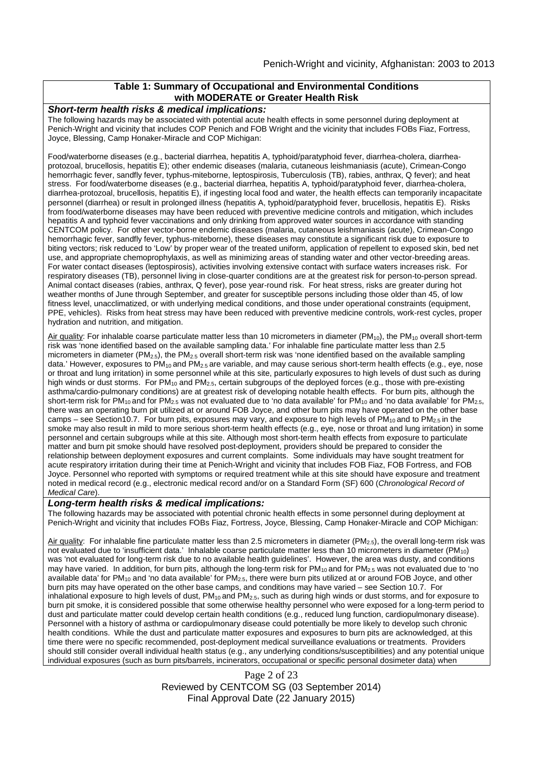**Table 1: Summary of Occupational and Environmental Conditions with MODERATE or Greater Health Risk**

***Short-term health risks & medical implications:***

The following hazards may be associated with potential acute health effects in some personnel during deployment at Penich-Wright and vicinity that includes COP Penich and FOB Wright and the vicinity that includes FOBs Fiaz, Fortress, Joyce, Blessing, Camp Honaker-Miracle and COP Michigan:

Food/waterborne diseases (e.g., bacterial diarrhea, hepatitis A, typhoid/paratyphoid fever, diarrhea-cholera, diarrhea-protozoal, brucellosis, hepatitis E); other endemic diseases (malaria, cutaneous leishmaniasis (acute), Crimean-Congo hemorrhagic fever, sandfly fever, typhus-miteborne, leptospirosis, Tuberculosis (TB), rabies, anthrax, Q fever); and heat stress. For food/waterborne diseases (e.g., bacterial diarrhea, hepatitis A, typhoid/paratyphoid fever, diarrhea-cholera, diarrhea-protozoal, brucellosis, hepatitis E), if ingesting local food and water, the health effects can temporarily incapacitate personnel (diarrhea) or result in prolonged illness (hepatitis A, typhoid/paratyphoid fever, brucellosis, hepatitis E). Risks from food/waterborne diseases may have been reduced with preventive medicine controls and mitigation, which includes hepatitis A and typhoid fever vaccinations and only drinking from approved water sources in accordance with standing CENTCOM policy. For other vector-borne endemic diseases (malaria, cutaneous leishmaniasis (acute), Crimean-Congo hemorrhagic fever, sandfly fever, typhus-miteborne), these diseases may constitute a significant risk due to exposure to biting vectors; risk reduced to 'Low' by proper wear of the treated uniform, application of repellent to exposed skin, bed net use, and appropriate chemoprophylaxis, as well as minimizing areas of standing water and other vector-breeding areas. For water contact diseases (leptospirosis), activities involving extensive contact with surface waters increases risk. For respiratory diseases (TB), personnel living in close-quarter conditions are at the greatest risk for person-to-person spread. Animal contact diseases (rabies, anthrax, Q fever), pose year-round risk. For heat stress, risks are greater during hot weather months of June through September, and greater for susceptible persons including those older than 45, of low fitness level, unacclimatized, or with underlying medical conditions, and those under operational constraints (equipment, PPE, vehicles). Risks from heat stress may have been reduced with preventive medicine controls, work-rest cycles, proper hydration and nutrition, and mitigation.

Air quality: For inhalable coarse particulate matter less than 10 micrometers in diameter ($PM_{10}$), the $PM_{10}$ overall short-term risk was 'none identified based on the available sampling data.' For inhalable fine particulate matter less than 2.5 micrometers in diameter ($PM_{2.5}$), the $PM_{2.5}$ overall short-term risk was 'none identified based on the available sampling data.' However, exposures to $PM_{10}$ and $PM_{2.5}$ are variable, and may cause serious short-term health effects (e.g., eye, nose or throat and lung irritation) in some personnel while at this site, particularly exposures to high levels of dust such as during high winds or dust storms. For $PM_{10}$ and $PM_{2.5}$, certain subgroups of the deployed forces (e.g., those with pre-existing asthma/cardio-pulmonary conditions) are at greatest risk of developing notable health effects. For burn pits, although the short-term risk for $PM_{10}$ and for $PM_{2.5}$ was not evaluated due to 'no data available' for $PM_{10}$ and 'no data available' for $PM_{2.5}$, there was an operating burn pit utilized at or around FOB Joyce, and other burn pits may have operated on the other base camps – see Section10.7. For burn pits, exposures may vary, and exposure to high levels of $PM_{10}$ and to $PM_{2.5}$ in the smoke may also result in mild to more serious short-term health effects (e.g., eye, nose or throat and lung irritation) in some personnel and certain subgroups while at this site. Although most short-term health effects from exposure to particulate matter and burn pit smoke should have resolved post-deployment, providers should be prepared to consider the relationship between deployment exposures and current complaints. Some individuals may have sought treatment for acute respiratory irritation during their time at Penich-Wright and vicinity that includes FOB Fiaz, FOB Fortress, and FOB Joyce. Personnel who reported with symptoms or required treatment while at this site should have exposure and treatment noted in medical record (e.g., electronic medical record and/or on a Standard Form (SF) 600 (*Chronological Record of Medical Care*).

***Long-term health risks & medical implications:***

The following hazards may be associated with potential chronic health effects in some personnel during deployment at Penich-Wright and vicinity that includes FOBs Fiaz, Fortress, Joyce, Blessing, Camp Honaker-Miracle and COP Michigan:

Air quality: For inhalable fine particulate matter less than 2.5 micrometers in diameter ($PM_{2.5}$), the overall long-term risk was not evaluated due to 'insufficient data.' Inhalable coarse particulate matter less than 10 micrometers in diameter ($PM_{10}$) was 'not evaluated for long-term risk due to no available health guidelines'. However, the area was dusty, and conditions may have varied. In addition, for burn pits, although the long-term risk for $PM_{10}$ and for $PM_{2.5}$ was not evaluated due to 'no available data' for $PM_{10}$ and 'no data available' for $PM_{2.5}$, there were burn pits utilized at or around FOB Joyce, and other burn pits may have operated on the other base camps, and conditions may have varied – see Section 10.7. For inhalational exposure to high levels of dust, $PM_{10}$ and $PM_{2.5}$, such as during high winds or dust storms, and for exposure to burn pit smoke, it is considered possible that some otherwise healthy personnel who were exposed for a long-term period to dust and particulate matter could develop certain health conditions (e.g., reduced lung function, cardiopulmonary disease). Personnel with a history of asthma or cardiopulmonary disease could potentially be more likely to develop such chronic health conditions. While the dust and particulate matter exposures and exposures to burn pits are acknowledged, at this time there were no specific recommended, post-deployment medical surveillance evaluations or treatments. Providers should still consider overall individual health status (e.g., any underlying conditions/susceptibilities) and any potential unique individual exposures (such as burn pits/barrels, incinerators, occupational or specific personal dosimeter data) when

Reviewed by CENTCOM SG (03 September 2014)
Final Approval Date (22 January 2015)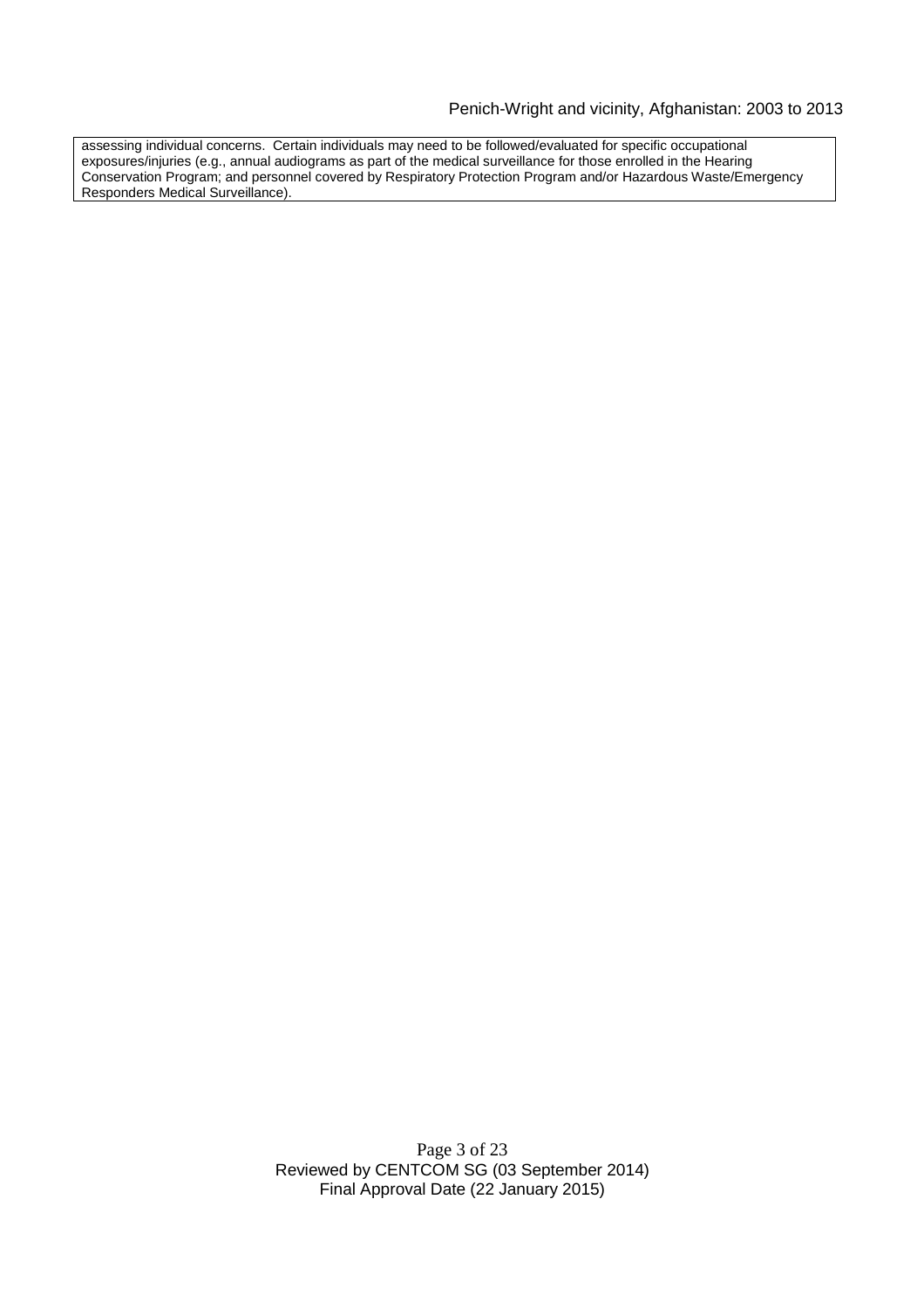assessing individual concerns. Certain individuals may need to be followed/evaluated for specific occupational exposures/injuries (e.g., annual audiograms as part of the medical surveillance for those enrolled in the Hearing Conservation Program; and personnel covered by Respiratory Protection Program and/or Hazardous Waste/Emergency Responders Medical Surveillance).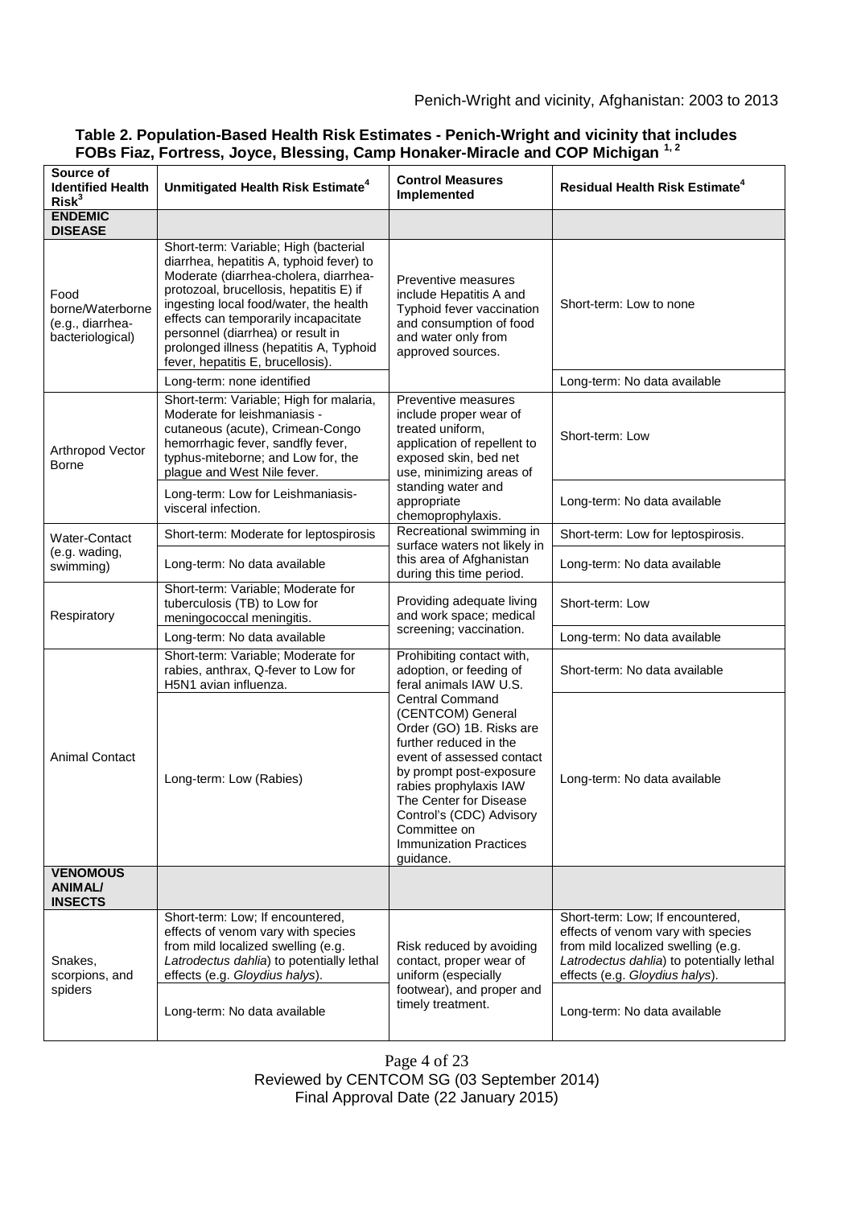**Table 2. Population-Based Health Risk Estimates - Penich-Wright and vicinity that includes FOBs Fiaz, Fortress, Joyce, Blessing, Camp Honaker-Miracle and COP Michigan [1, 2]**

| Source of Identified Health Risk[3] | Unmitigated Health Risk Estimate[4] | Control Measures Implemented | Residual Health Risk Estimate[4] |
|---|---|---|---|
| **ENDEMIC DISEASE** | | | |
| Food borne/Waterborne (e.g., diarrhea-bacteriological) | Short-term: Variable; High (bacterial diarrhea, hepatitis A, typhoid fever) to Moderate (diarrhea-cholera, diarrhea-protozoal, brucellosis, hepatitis E) if ingesting local food/water, the health effects can temporarily incapacitate personnel (diarrhea) or result in prolonged illness (hepatitis A, Typhoid fever, hepatitis E, brucellosis). | Preventive measures include Hepatitis A and Typhoid fever vaccination and consumption of food and water only from approved sources. | Short-term: Low to none |
| | Long-term: none identified | | Long-term: No data available |
| Arthropod Vector Borne | Short-term: Variable; High for malaria, Moderate for leishmaniasis - cutaneous (acute), Crimean-Congo hemorrhagic fever, sandfly fever, typhus-miteborne; and Low for, the plague and West Nile fever. | Preventive measures include proper wear of treated uniform, application of repellent to exposed skin, bed net use, minimizing areas of standing water and appropriate chemoprophylaxis. | Short-term: Low |
| | Long-term: Low for Leishmaniasis-visceral infection. | | Long-term: No data available |
| Water-Contact (e.g. wading, swimming) | Short-term: Moderate for leptospirosis | Recreational swimming in surface waters not likely in this area of Afghanistan during this time period. | Short-term: Low for leptospirosis. |
| | Long-term: No data available | | Long-term: No data available |
| Respiratory | Short-term: Variable; Moderate for tuberculosis (TB) to Low for meningococcal meningitis. | Providing adequate living and work space; medical screening; vaccination. | Short-term: Low |
| | Long-term: No data available | | Long-term: No data available |
| Animal Contact | Short-term: Variable; Moderate for rabies, anthrax, Q-fever to Low for H5N1 avian influenza. | Prohibiting contact with, adoption, or feeding of feral animals IAW U.S. Central Command (CENTCOM) General Order (GO) 1B. Risks are further reduced in the event of assessed contact by prompt post-exposure rabies prophylaxis IAW The Center for Disease Control's (CDC) Advisory Committee on Immunization Practices guidance. | Short-term: No data available |
| | Long-term: Low (Rabies) | | Long-term: No data available |
| **VENOMOUS ANIMAL/ INSECTS** | | | |
| Snakes, scorpions, and spiders | Short-term: Low; If encountered, effects of venom vary with species from mild localized swelling (e.g. *Latrodectus dahlia*) to potentially lethal effects (e.g. *Gloydius halys*). | Risk reduced by avoiding contact, proper wear of uniform (especially footwear), and proper and timely treatment. | Short-term: Low; If encountered, effects of venom vary with species from mild localized swelling (e.g. *Latrodectus dahlia*) to potentially lethal effects (e.g. *Gloydius halys*). |
| | Long-term: No data available | | Long-term: No data available |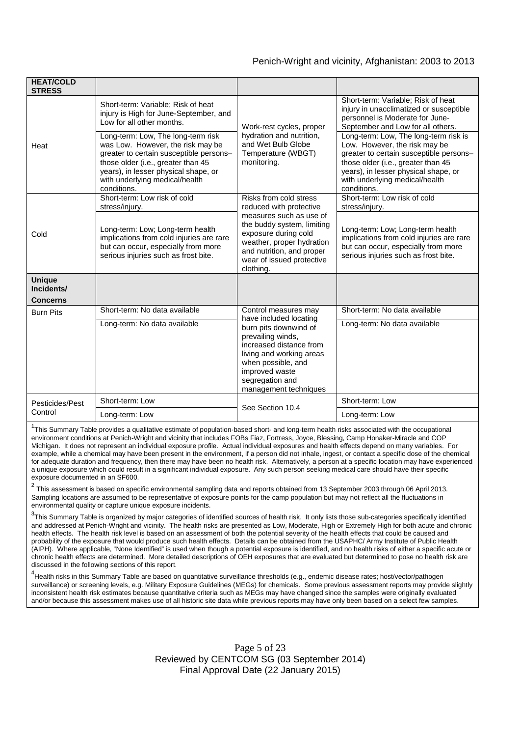| HEAT/COLD STRESS | | | |
|---|---|---|---|
| Heat | Short-term: Variable; Risk of heat injury is High for June-September, and Low for all other months. | Work-rest cycles, proper hydration and nutrition, and Wet Bulb Globe Temperature (WBGT) monitoring. | Short-term: Variable; Risk of heat injury in unacclimatized or susceptible personnel is Moderate for June-September and Low for all others. |
| | Long-term: Low, The long-term risk was Low. However, the risk may be greater to certain susceptible persons–those older (i.e., greater than 45 years), in lesser physical shape, or with underlying medical/health conditions. | | Long-term: Low, The long-term risk is Low. However, the risk may be greater to certain susceptible persons–those older (i.e., greater than 45 years), in lesser physical shape, or with underlying medical/health conditions. |
| Cold | Short-term: Low risk of cold stress/injury. | Risks from cold stress reduced with protective measures such as use of the buddy system, limiting exposure during cold weather, proper hydration and nutrition, and proper wear of issued protective clothing. | Short-term: Low risk of cold stress/injury. |
| | Long-term: Low; Long-term health implications from cold injuries are rare but can occur, especially from more serious injuries such as frost bite. | | Long-term: Low; Long-term health implications from cold injuries are rare but can occur, especially from more serious injuries such as frost bite. |
| **Unique Incidents/ Concerns** | | | |
| Burn Pits | Short-term: No data available | Control measures may have included locating burn pits downwind of prevailing winds, increased distance from living and working areas when possible, and improved waste segregation and management techniques | Short-term: No data available |
| | Long-term: No data available | | Long-term: No data available |
| Pesticides/Pest Control | Short-term: Low | See Section 10.4 | Short-term: Low |
| | Long-term: Low | | Long-term: Low |

[1]This Summary Table provides a qualitative estimate of population-based short- and long-term health risks associated with the occupational environment conditions at Penich-Wright and vicinity that includes FOBs Fiaz, Fortress, Joyce, Blessing, Camp Honaker-Miracle and COP Michigan. It does not represent an individual exposure profile. Actual individual exposures and health effects depend on many variables. For example, while a chemical may have been present in the environment, if a person did not inhale, ingest, or contact a specific dose of the chemical for adequate duration and frequency, then there may have been no health risk. Alternatively, a person at a specific location may have experienced a unique exposure which could result in a significant individual exposure. Any such person seeking medical care should have their specific exposure documented in an SF600.

[2] This assessment is based on specific environmental sampling data and reports obtained from 13 September 2003 through 06 April 2013. Sampling locations are assumed to be representative of exposure points for the camp population but may not reflect all the fluctuations in environmental quality or capture unique exposure incidents.

[3]This Summary Table is organized by major categories of identified sources of health risk. It only lists those sub-categories specifically identified and addressed at Penich-Wright and vicinity. The health risks are presented as Low, Moderate, High or Extremely High for both acute and chronic health effects. The health risk level is based on an assessment of both the potential severity of the health effects that could be caused and probability of the exposure that would produce such health effects. Details can be obtained from the USAPHC/ Army Institute of Public Health (AIPH). Where applicable, "None Identified" is used when though a potential exposure is identified, and no health risks of either a specific acute or chronic health effects are determined. More detailed descriptions of OEH exposures that are evaluated but determined to pose no health risk are discussed in the following sections of this report.

[4]Health risks in this Summary Table are based on quantitative surveillance thresholds (e.g., endemic disease rates; host/vector/pathogen surveillance) or screening levels, e.g. Military Exposure Guidelines (MEGs) for chemicals. Some previous assessment reports may provide slightly inconsistent health risk estimates because quantitative criteria such as MEGs may have changed since the samples were originally evaluated and/or because this assessment makes use of all historic site data while previous reports may have only been based on a select few samples.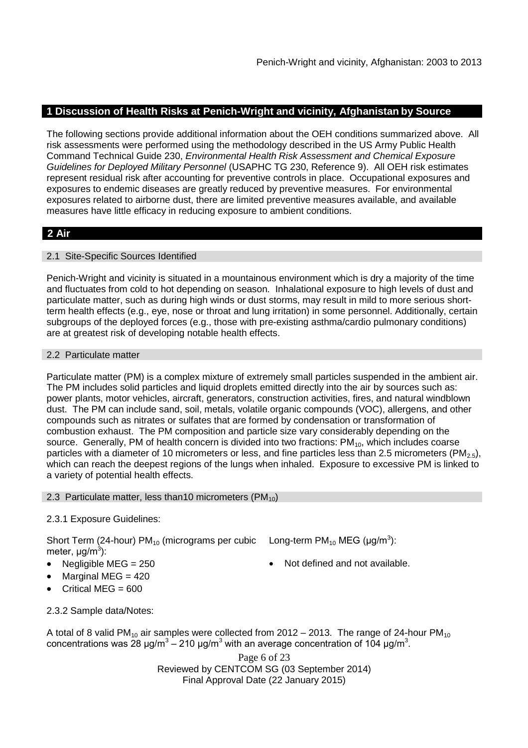## 1 Discussion of Health Risks at Penich-Wright and vicinity, Afghanistan by Source

The following sections provide additional information about the OEH conditions summarized above. All risk assessments were performed using the methodology described in the US Army Public Health Command Technical Guide 230, *Environmental Health Risk Assessment and Chemical Exposure Guidelines for Deployed Military Personnel* (USAPHC TG 230, Reference 9). All OEH risk estimates represent residual risk after accounting for preventive controls in place. Occupational exposures and exposures to endemic diseases are greatly reduced by preventive measures. For environmental exposures related to airborne dust, there are limited preventive measures available, and available measures have little efficacy in reducing exposure to ambient conditions.

## 2 Air

### 2.1 Site-Specific Sources Identified

Penich-Wright and vicinity is situated in a mountainous environment which is dry a majority of the time and fluctuates from cold to hot depending on season. Inhalational exposure to high levels of dust and particulate matter, such as during high winds or dust storms, may result in mild to more serious short-term health effects (e.g., eye, nose or throat and lung irritation) in some personnel. Additionally, certain subgroups of the deployed forces (e.g., those with pre-existing asthma/cardio pulmonary conditions) are at greatest risk of developing notable health effects.

### 2.2 Particulate matter

Particulate matter (PM) is a complex mixture of extremely small particles suspended in the ambient air. The PM includes solid particles and liquid droplets emitted directly into the air by sources such as: power plants, motor vehicles, aircraft, generators, construction activities, fires, and natural windblown dust. The PM can include sand, soil, metals, volatile organic compounds (VOC), allergens, and other compounds such as nitrates or sulfates that are formed by condensation or transformation of combustion exhaust. The PM composition and particle size vary considerably depending on the source. Generally, PM of health concern is divided into two fractions: $PM_{10}$, which includes coarse particles with a diameter of 10 micrometers or less, and fine particles less than 2.5 micrometers ($PM_{2.5}$), which can reach the deepest regions of the lungs when inhaled. Exposure to excessive PM is linked to a variety of potential health effects.

### 2.3 Particulate matter, less than10 micrometers ($PM_{10}$)

2.3.1 Exposure Guidelines:

Short Term (24-hour) $PM_{10}$ (micrograms per cubic meter, $\mu g/m^3$):

- Negligible MEG = 250
- Marginal MEG = 420
- Critical MEG = 600

Long-term $PM_{10}$ MEG ($\mu g/m^3$):

- Not defined and not available.

2.3.2 Sample data/Notes:

A total of 8 valid $PM_{10}$ air samples were collected from 2012 – 2013. The range of 24-hour $PM_{10}$ concentrations was 28 $\mu g/m^3$ – 210 $\mu g/m^3$ with an average concentration of 104 $\mu g/m^3$.

Reviewed by CENTCOM SG (03 September 2014)
Final Approval Date (22 January 2015)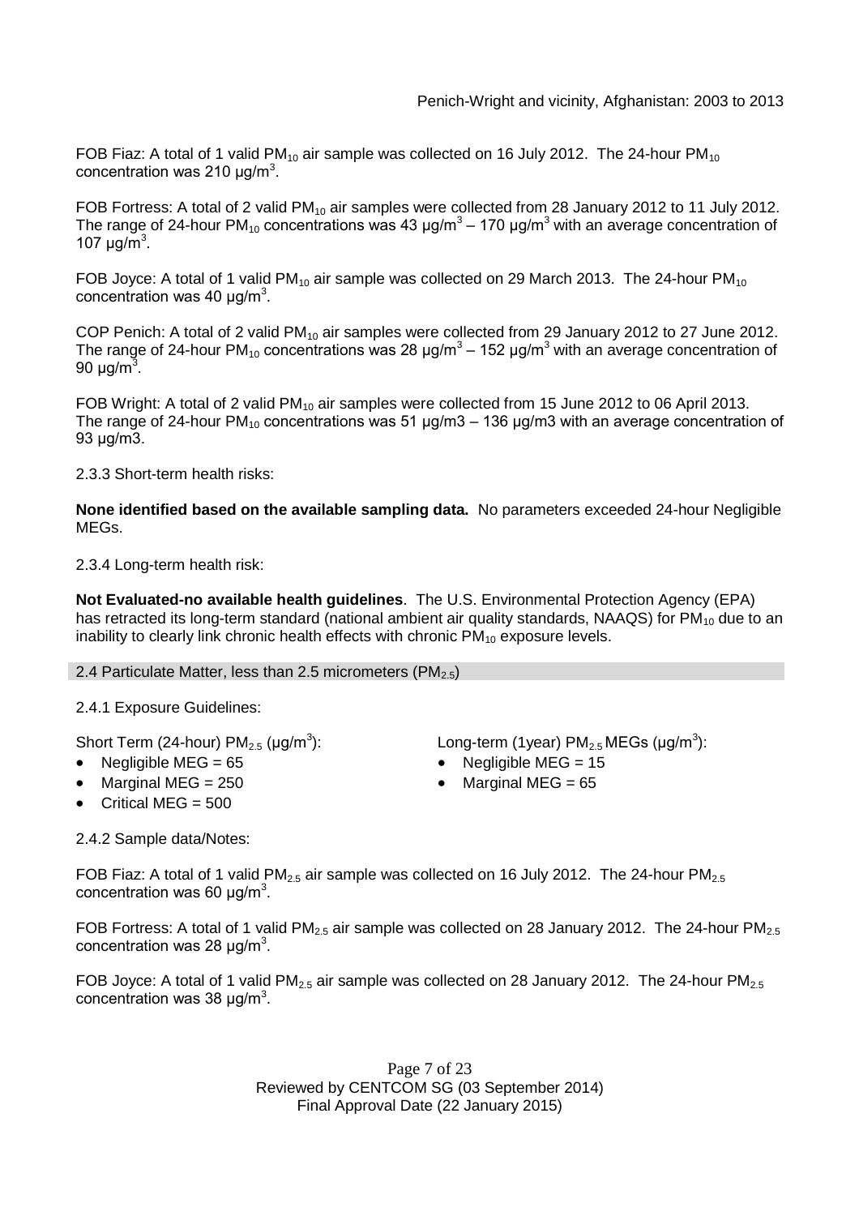FOB Fiaz: A total of 1 valid $PM_{10}$ air sample was collected on 16 July 2012. The 24-hour $PM_{10}$ concentration was 210 $\mu g/m^3$.

FOB Fortress: A total of 2 valid $PM_{10}$ air samples were collected from 28 January 2012 to 11 July 2012. The range of 24-hour $PM_{10}$ concentrations was 43 $\mu g/m^3$ – 170 $\mu g/m^3$ with an average concentration of 107 $\mu g/m^3$.

FOB Joyce: A total of 1 valid $PM_{10}$ air sample was collected on 29 March 2013. The 24-hour $PM_{10}$ concentration was 40 $\mu g/m^3$.

COP Penich: A total of 2 valid $PM_{10}$ air samples were collected from 29 January 2012 to 27 June 2012. The range of 24-hour $PM_{10}$ concentrations was 28 $\mu g/m^3$ – 152 $\mu g/m^3$ with an average concentration of 90 $\mu g/m^3$.

FOB Wright: A total of 2 valid $PM_{10}$ air samples were collected from 15 June 2012 to 06 April 2013. The range of 24-hour $PM_{10}$ concentrations was 51 µg/m3 – 136 µg/m3 with an average concentration of 93 µg/m3.

2.3.3 Short-term health risks:

**None identified based on the available sampling data.** No parameters exceeded 24-hour Negligible MEGs.

2.3.4 Long-term health risk:

**Not Evaluated-no available health guidelines**. The U.S. Environmental Protection Agency (EPA) has retracted its long-term standard (national ambient air quality standards, NAAQS) for $PM_{10}$ due to an inability to clearly link chronic health effects with chronic $PM_{10}$ exposure levels.

## 2.4 Particulate Matter, less than 2.5 micrometers ($PM_{2.5}$)

2.4.1 Exposure Guidelines:

Short Term (24-hour) $PM_{2.5}$ ($\mu g/m^3$):

- Negligible MEG = 65
- Marginal MEG = 250
- Critical MEG = 500

Long-term (1year) $PM_{2.5}$ MEGs ($\mu g/m^3$):

- Negligible MEG = 15
- Marginal MEG = 65

2.4.2 Sample data/Notes:

FOB Fiaz: A total of 1 valid $PM_{2.5}$ air sample was collected on 16 July 2012. The 24-hour $PM_{2.5}$ concentration was 60 $\mu g/m^3$.

FOB Fortress: A total of 1 valid $PM_{2.5}$ air sample was collected on 28 January 2012. The 24-hour $PM_{2.5}$ concentration was 28 $\mu g/m^3$.

FOB Joyce: A total of 1 valid $PM_{2.5}$ air sample was collected on 28 January 2012. The 24-hour $PM_{2.5}$ concentration was 38 $\mu g/m^3$.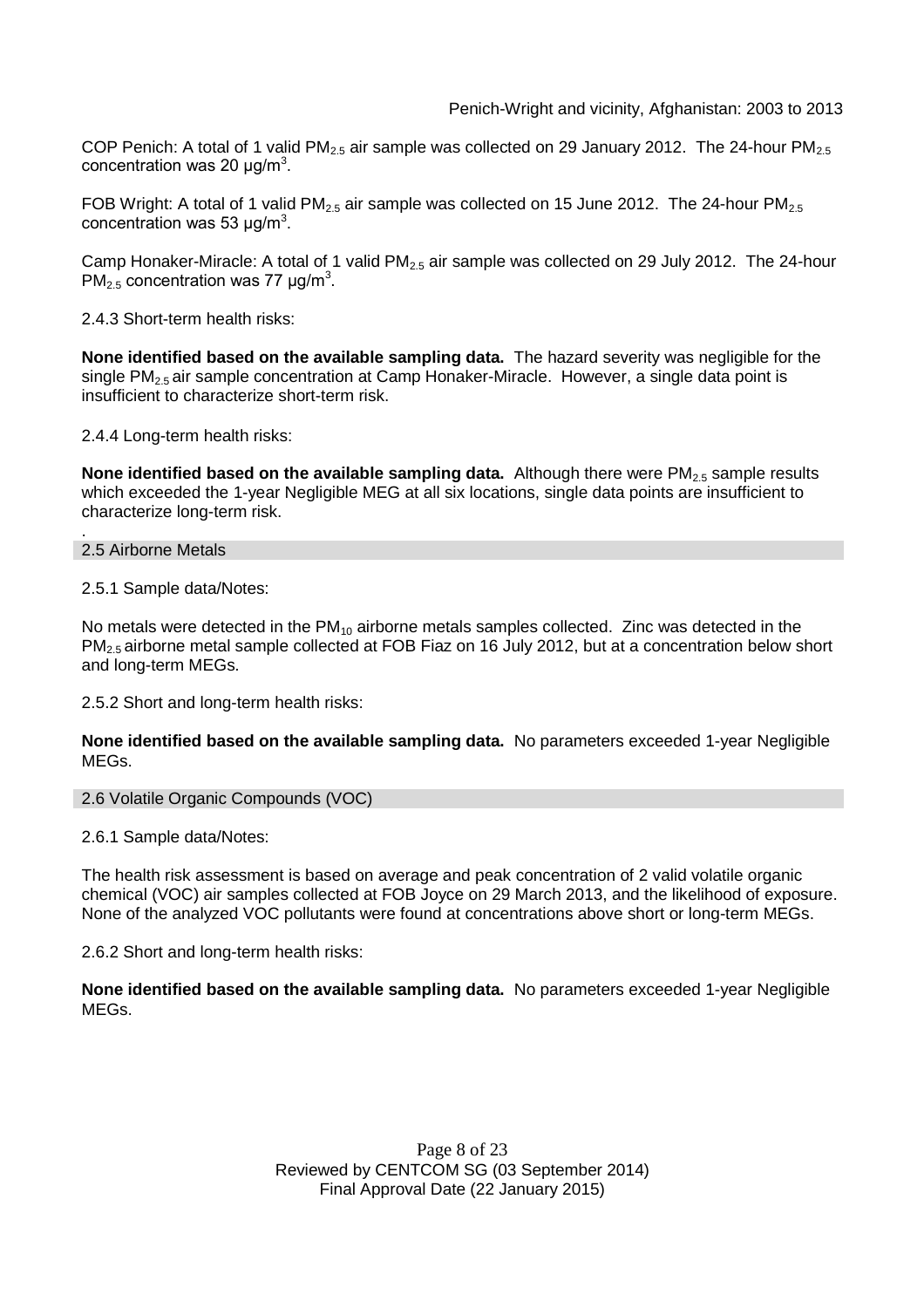COP Penich: A total of 1 valid $PM_{2.5}$ air sample was collected on 29 January 2012. The 24-hour $PM_{2.5}$ concentration was 20 μg/$m^3$.

FOB Wright: A total of 1 valid $PM_{2.5}$ air sample was collected on 15 June 2012. The 24-hour $PM_{2.5}$ concentration was 53 μg/$m^3$.

Camp Honaker-Miracle: A total of 1 valid $PM_{2.5}$ air sample was collected on 29 July 2012. The 24-hour $PM_{2.5}$ concentration was 77 μg/$m^3$.

2.4.3 Short-term health risks:

**None identified based on the available sampling data.** The hazard severity was negligible for the single $PM_{2.5}$ air sample concentration at Camp Honaker-Miracle. However, a single data point is insufficient to characterize short-term risk.

2.4.4 Long-term health risks:

**None identified based on the available sampling data.** Although there were $PM_{2.5}$ sample results which exceeded the 1-year Negligible MEG at all six locations, single data points are insufficient to characterize long-term risk.

## 2.5 Airborne Metals

2.5.1 Sample data/Notes:

No metals were detected in the $PM_{10}$ airborne metals samples collected. Zinc was detected in the $PM_{2.5}$ airborne metal sample collected at FOB Fiaz on 16 July 2012, but at a concentration below short and long-term MEGs.

2.5.2 Short and long-term health risks:

**None identified based on the available sampling data.** No parameters exceeded 1-year Negligible MEGs.

## 2.6 Volatile Organic Compounds (VOC)

2.6.1 Sample data/Notes:

The health risk assessment is based on average and peak concentration of 2 valid volatile organic chemical (VOC) air samples collected at FOB Joyce on 29 March 2013, and the likelihood of exposure. None of the analyzed VOC pollutants were found at concentrations above short or long-term MEGs.

2.6.2 Short and long-term health risks:

**None identified based on the available sampling data.** No parameters exceeded 1-year Negligible MEGs.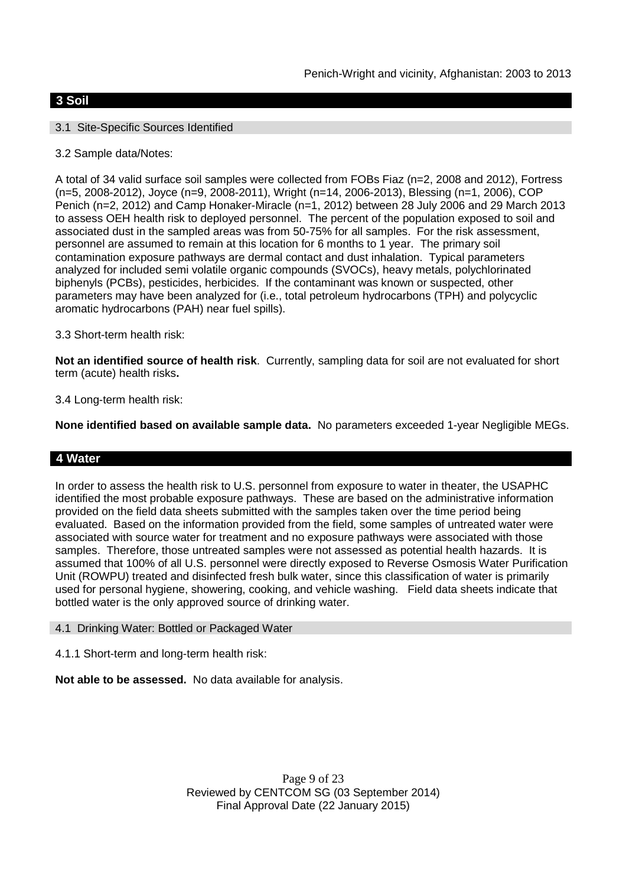## 3 Soil

### 3.1 Site-Specific Sources Identified

3.2 Sample data/Notes:

A total of 34 valid surface soil samples were collected from FOBs Fiaz (n=2, 2008 and 2012), Fortress (n=5, 2008-2012), Joyce (n=9, 2008-2011), Wright (n=14, 2006-2013), Blessing (n=1, 2006), COP Penich (n=2, 2012) and Camp Honaker-Miracle (n=1, 2012) between 28 July 2006 and 29 March 2013 to assess OEH health risk to deployed personnel. The percent of the population exposed to soil and associated dust in the sampled areas was from 50-75% for all samples. For the risk assessment, personnel are assumed to remain at this location for 6 months to 1 year. The primary soil contamination exposure pathways are dermal contact and dust inhalation. Typical parameters analyzed for included semi volatile organic compounds (SVOCs), heavy metals, polychlorinated biphenyls (PCBs), pesticides, herbicides. If the contaminant was known or suspected, other parameters may have been analyzed for (i.e., total petroleum hydrocarbons (TPH) and polycyclic aromatic hydrocarbons (PAH) near fuel spills).

3.3 Short-term health risk:

**Not an identified source of health risk**. Currently, sampling data for soil are not evaluated for short term (acute) health risks**.**

3.4 Long-term health risk:

**None identified based on available sample data.** No parameters exceeded 1-year Negligible MEGs.

## 4 Water

In order to assess the health risk to U.S. personnel from exposure to water in theater, the USAPHC identified the most probable exposure pathways. These are based on the administrative information provided on the field data sheets submitted with the samples taken over the time period being evaluated. Based on the information provided from the field, some samples of untreated water were associated with source water for treatment and no exposure pathways were associated with those samples. Therefore, those untreated samples were not assessed as potential health hazards. It is assumed that 100% of all U.S. personnel were directly exposed to Reverse Osmosis Water Purification Unit (ROWPU) treated and disinfected fresh bulk water, since this classification of water is primarily used for personal hygiene, showering, cooking, and vehicle washing. Field data sheets indicate that bottled water is the only approved source of drinking water.

### 4.1 Drinking Water: Bottled or Packaged Water

4.1.1 Short-term and long-term health risk:

**Not able to be assessed.** No data available for analysis.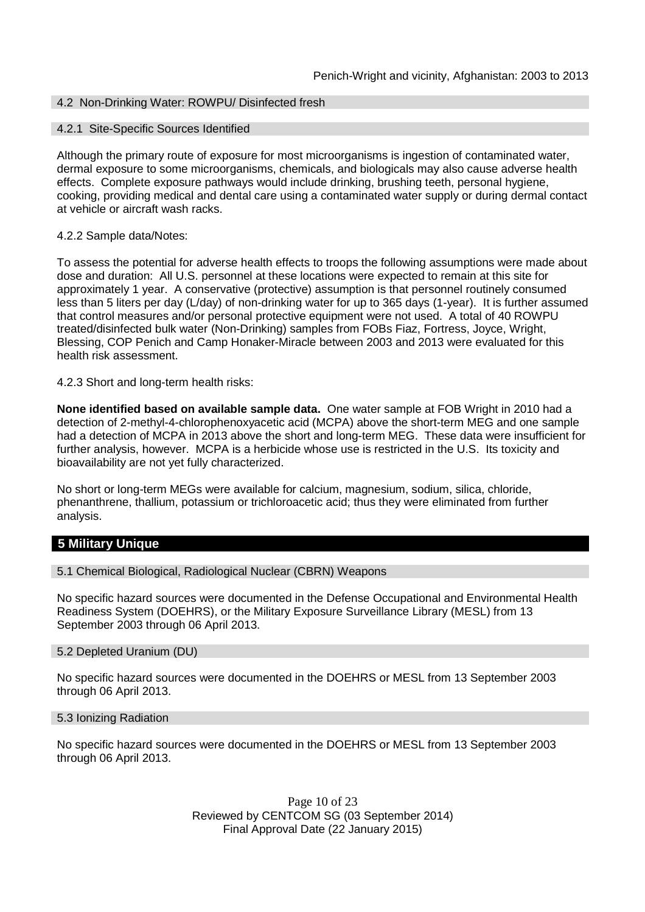#### 4.2 Non-Drinking Water: ROWPU/ Disinfected fresh

#### 4.2.1 Site-Specific Sources Identified

Although the primary route of exposure for most microorganisms is ingestion of contaminated water, dermal exposure to some microorganisms, chemicals, and biologicals may also cause adverse health effects. Complete exposure pathways would include drinking, brushing teeth, personal hygiene, cooking, providing medical and dental care using a contaminated water supply or during dermal contact at vehicle or aircraft wash racks.

4.2.2 Sample data/Notes:

To assess the potential for adverse health effects to troops the following assumptions were made about dose and duration: All U.S. personnel at these locations were expected to remain at this site for approximately 1 year. A conservative (protective) assumption is that personnel routinely consumed less than 5 liters per day (L/day) of non-drinking water for up to 365 days (1-year). It is further assumed that control measures and/or personal protective equipment were not used. A total of 40 ROWPU treated/disinfected bulk water (Non-Drinking) samples from FOBs Fiaz, Fortress, Joyce, Wright, Blessing, COP Penich and Camp Honaker-Miracle between 2003 and 2013 were evaluated for this health risk assessment.

4.2.3 Short and long-term health risks:

**None identified based on available sample data.** One water sample at FOB Wright in 2010 had a detection of 2-methyl-4-chlorophenoxyacetic acid (MCPA) above the short-term MEG and one sample had a detection of MCPA in 2013 above the short and long-term MEG. These data were insufficient for further analysis, however. MCPA is a herbicide whose use is restricted in the U.S. Its toxicity and bioavailability are not yet fully characterized.

No short or long-term MEGs were available for calcium, magnesium, sodium, silica, chloride, phenanthrene, thallium, potassium or trichloroacetic acid; thus they were eliminated from further analysis.

## 5 Military Unique

#### 5.1 Chemical Biological, Radiological Nuclear (CBRN) Weapons

No specific hazard sources were documented in the Defense Occupational and Environmental Health Readiness System (DOEHRS), or the Military Exposure Surveillance Library (MESL) from 13 September 2003 through 06 April 2013.

#### 5.2 Depleted Uranium (DU)

No specific hazard sources were documented in the DOEHRS or MESL from 13 September 2003 through 06 April 2013.

#### 5.3 Ionizing Radiation

No specific hazard sources were documented in the DOEHRS or MESL from 13 September 2003 through 06 April 2013.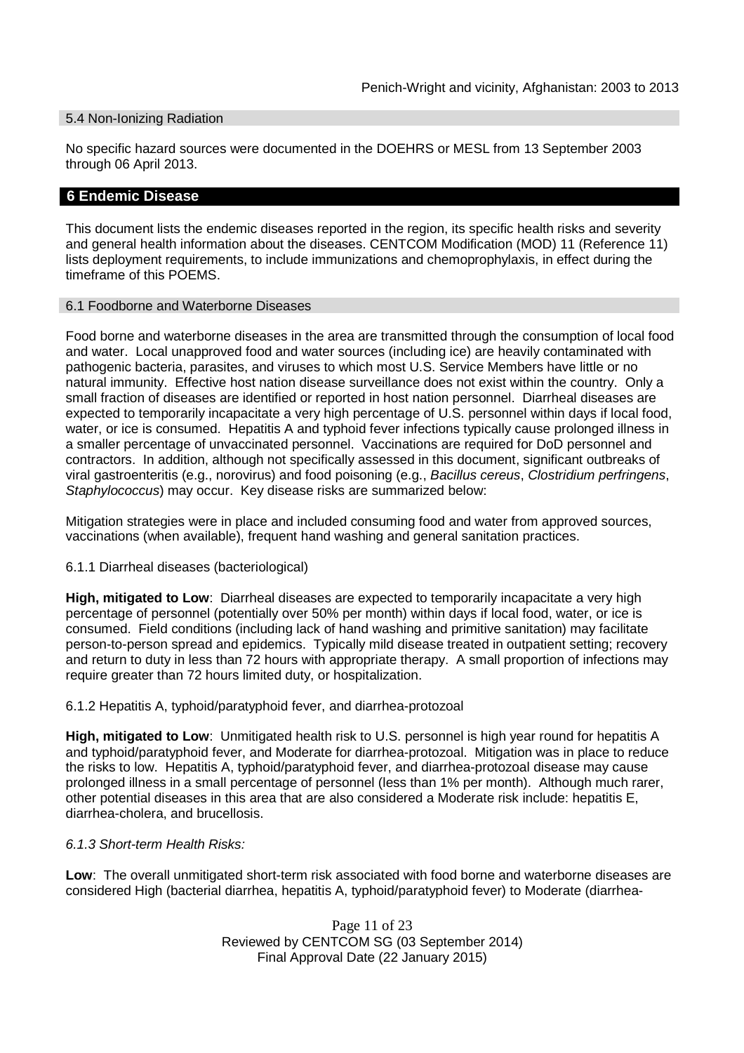### 5.4 Non-Ionizing Radiation

No specific hazard sources were documented in the DOEHRS or MESL from 13 September 2003 through 06 April 2013.

## 6 Endemic Disease

This document lists the endemic diseases reported in the region, its specific health risks and severity and general health information about the diseases. CENTCOM Modification (MOD) 11 (Reference 11) lists deployment requirements, to include immunizations and chemoprophylaxis, in effect during the timeframe of this POEMS.

### 6.1 Foodborne and Waterborne Diseases

Food borne and waterborne diseases in the area are transmitted through the consumption of local food and water. Local unapproved food and water sources (including ice) are heavily contaminated with pathogenic bacteria, parasites, and viruses to which most U.S. Service Members have little or no natural immunity. Effective host nation disease surveillance does not exist within the country. Only a small fraction of diseases are identified or reported in host nation personnel. Diarrheal diseases are expected to temporarily incapacitate a very high percentage of U.S. personnel within days if local food, water, or ice is consumed. Hepatitis A and typhoid fever infections typically cause prolonged illness in a smaller percentage of unvaccinated personnel. Vaccinations are required for DoD personnel and contractors. In addition, although not specifically assessed in this document, significant outbreaks of viral gastroenteritis (e.g., norovirus) and food poisoning (e.g., *Bacillus cereus*, *Clostridium perfringens*, *Staphylococcus*) may occur. Key disease risks are summarized below:

Mitigation strategies were in place and included consuming food and water from approved sources, vaccinations (when available), frequent hand washing and general sanitation practices.

#### 6.1.1 Diarrheal diseases (bacteriological)

**High, mitigated to Low**: Diarrheal diseases are expected to temporarily incapacitate a very high percentage of personnel (potentially over 50% per month) within days if local food, water, or ice is consumed. Field conditions (including lack of hand washing and primitive sanitation) may facilitate person-to-person spread and epidemics. Typically mild disease treated in outpatient setting; recovery and return to duty in less than 72 hours with appropriate therapy. A small proportion of infections may require greater than 72 hours limited duty, or hospitalization.

#### 6.1.2 Hepatitis A, typhoid/paratyphoid fever, and diarrhea-protozoal

**High, mitigated to Low**: Unmitigated health risk to U.S. personnel is high year round for hepatitis A and typhoid/paratyphoid fever, and Moderate for diarrhea-protozoal. Mitigation was in place to reduce the risks to low. Hepatitis A, typhoid/paratyphoid fever, and diarrhea-protozoal disease may cause prolonged illness in a small percentage of personnel (less than 1% per month). Although much rarer, other potential diseases in this area that are also considered a Moderate risk include: hepatitis E, diarrhea-cholera, and brucellosis.

#### *6.1.3 Short-term Health Risks:*

**Low**: The overall unmitigated short-term risk associated with food borne and waterborne diseases are considered High (bacterial diarrhea, hepatitis A, typhoid/paratyphoid fever) to Moderate (diarrhea-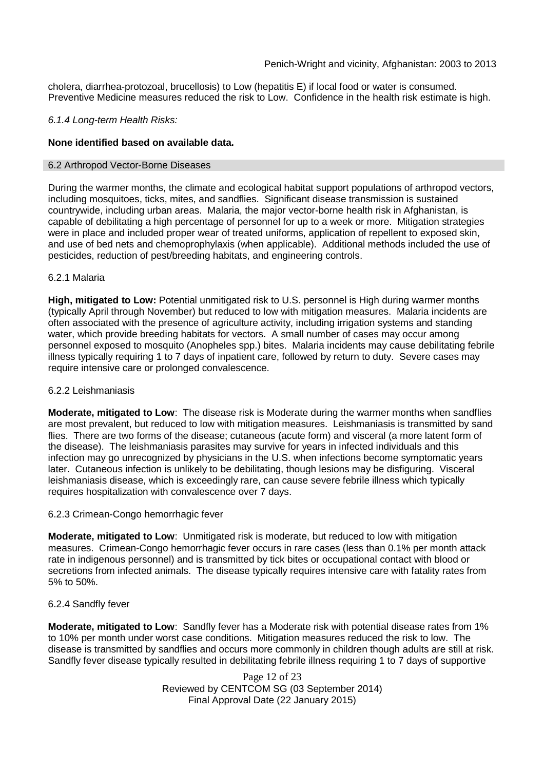cholera, diarrhea-protozoal, brucellosis) to Low (hepatitis E) if local food or water is consumed. Preventive Medicine measures reduced the risk to Low. Confidence in the health risk estimate is high.

*6.1.4 Long-term Health Risks:*

**None identified based on available data.**

### 6.2 Arthropod Vector-Borne Diseases

During the warmer months, the climate and ecological habitat support populations of arthropod vectors, including mosquitoes, ticks, mites, and sandflies. Significant disease transmission is sustained countrywide, including urban areas. Malaria, the major vector-borne health risk in Afghanistan, is capable of debilitating a high percentage of personnel for up to a week or more. Mitigation strategies were in place and included proper wear of treated uniforms, application of repellent to exposed skin, and use of bed nets and chemoprophylaxis (when applicable). Additional methods included the use of pesticides, reduction of pest/breeding habitats, and engineering controls.

#### 6.2.1 Malaria

**High, mitigated to Low:** Potential unmitigated risk to U.S. personnel is High during warmer months (typically April through November) but reduced to low with mitigation measures. Malaria incidents are often associated with the presence of agriculture activity, including irrigation systems and standing water, which provide breeding habitats for vectors. A small number of cases may occur among personnel exposed to mosquito (Anopheles spp.) bites. Malaria incidents may cause debilitating febrile illness typically requiring 1 to 7 days of inpatient care, followed by return to duty. Severe cases may require intensive care or prolonged convalescence.

#### 6.2.2 Leishmaniasis

**Moderate, mitigated to Low**: The disease risk is Moderate during the warmer months when sandflies are most prevalent, but reduced to low with mitigation measures. Leishmaniasis is transmitted by sand flies. There are two forms of the disease; cutaneous (acute form) and visceral (a more latent form of the disease). The leishmaniasis parasites may survive for years in infected individuals and this infection may go unrecognized by physicians in the U.S. when infections become symptomatic years later. Cutaneous infection is unlikely to be debilitating, though lesions may be disfiguring. Visceral leishmaniasis disease, which is exceedingly rare, can cause severe febrile illness which typically requires hospitalization with convalescence over 7 days.

#### 6.2.3 Crimean-Congo hemorrhagic fever

**Moderate, mitigated to Low**: Unmitigated risk is moderate, but reduced to low with mitigation measures. Crimean-Congo hemorrhagic fever occurs in rare cases (less than 0.1% per month attack rate in indigenous personnel) and is transmitted by tick bites or occupational contact with blood or secretions from infected animals. The disease typically requires intensive care with fatality rates from 5% to 50%.

#### 6.2.4 Sandfly fever

**Moderate, mitigated to Low**: Sandfly fever has a Moderate risk with potential disease rates from 1% to 10% per month under worst case conditions. Mitigation measures reduced the risk to low. The disease is transmitted by sandflies and occurs more commonly in children though adults are still at risk. Sandfly fever disease typically resulted in debilitating febrile illness requiring 1 to 7 days of supportive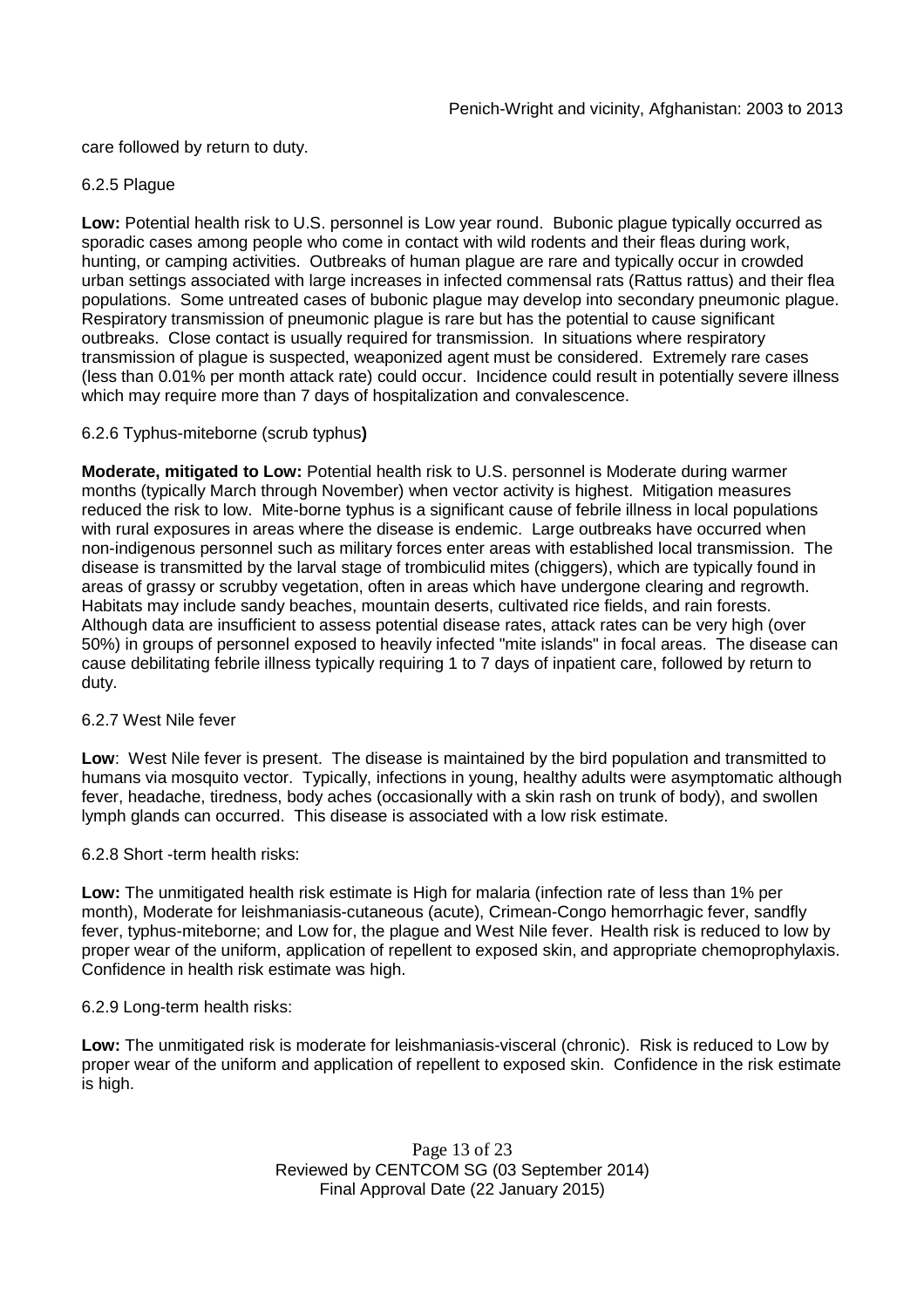care followed by return to duty.

6.2.5 Plague

**Low:** Potential health risk to U.S. personnel is Low year round. Bubonic plague typically occurred as sporadic cases among people who come in contact with wild rodents and their fleas during work, hunting, or camping activities. Outbreaks of human plague are rare and typically occur in crowded urban settings associated with large increases in infected commensal rats (Rattus rattus) and their flea populations. Some untreated cases of bubonic plague may develop into secondary pneumonic plague. Respiratory transmission of pneumonic plague is rare but has the potential to cause significant outbreaks. Close contact is usually required for transmission. In situations where respiratory transmission of plague is suspected, weaponized agent must be considered. Extremely rare cases (less than 0.01% per month attack rate) could occur. Incidence could result in potentially severe illness which may require more than 7 days of hospitalization and convalescence.

6.2.6 Typhus-miteborne (scrub typhus**)**

**Moderate, mitigated to Low:** Potential health risk to U.S. personnel is Moderate during warmer months (typically March through November) when vector activity is highest. Mitigation measures reduced the risk to low. Mite-borne typhus is a significant cause of febrile illness in local populations with rural exposures in areas where the disease is endemic. Large outbreaks have occurred when non-indigenous personnel such as military forces enter areas with established local transmission. The disease is transmitted by the larval stage of trombiculid mites (chiggers), which are typically found in areas of grassy or scrubby vegetation, often in areas which have undergone clearing and regrowth. Habitats may include sandy beaches, mountain deserts, cultivated rice fields, and rain forests. Although data are insufficient to assess potential disease rates, attack rates can be very high (over 50%) in groups of personnel exposed to heavily infected "mite islands" in focal areas. The disease can cause debilitating febrile illness typically requiring 1 to 7 days of inpatient care, followed by return to duty.

6.2.7 West Nile fever

**Low**: West Nile fever is present. The disease is maintained by the bird population and transmitted to humans via mosquito vector. Typically, infections in young, healthy adults were asymptomatic although fever, headache, tiredness, body aches (occasionally with a skin rash on trunk of body), and swollen lymph glands can occurred. This disease is associated with a low risk estimate.

6.2.8 Short -term health risks:

**Low:** The unmitigated health risk estimate is High for malaria (infection rate of less than 1% per month), Moderate for leishmaniasis-cutaneous (acute), Crimean-Congo hemorrhagic fever, sandfly fever, typhus-miteborne; and Low for, the plague and West Nile fever. Health risk is reduced to low by proper wear of the uniform, application of repellent to exposed skin, and appropriate chemoprophylaxis. Confidence in health risk estimate was high.

6.2.9 Long-term health risks:

**Low:** The unmitigated risk is moderate for leishmaniasis-visceral (chronic). Risk is reduced to Low by proper wear of the uniform and application of repellent to exposed skin. Confidence in the risk estimate is high.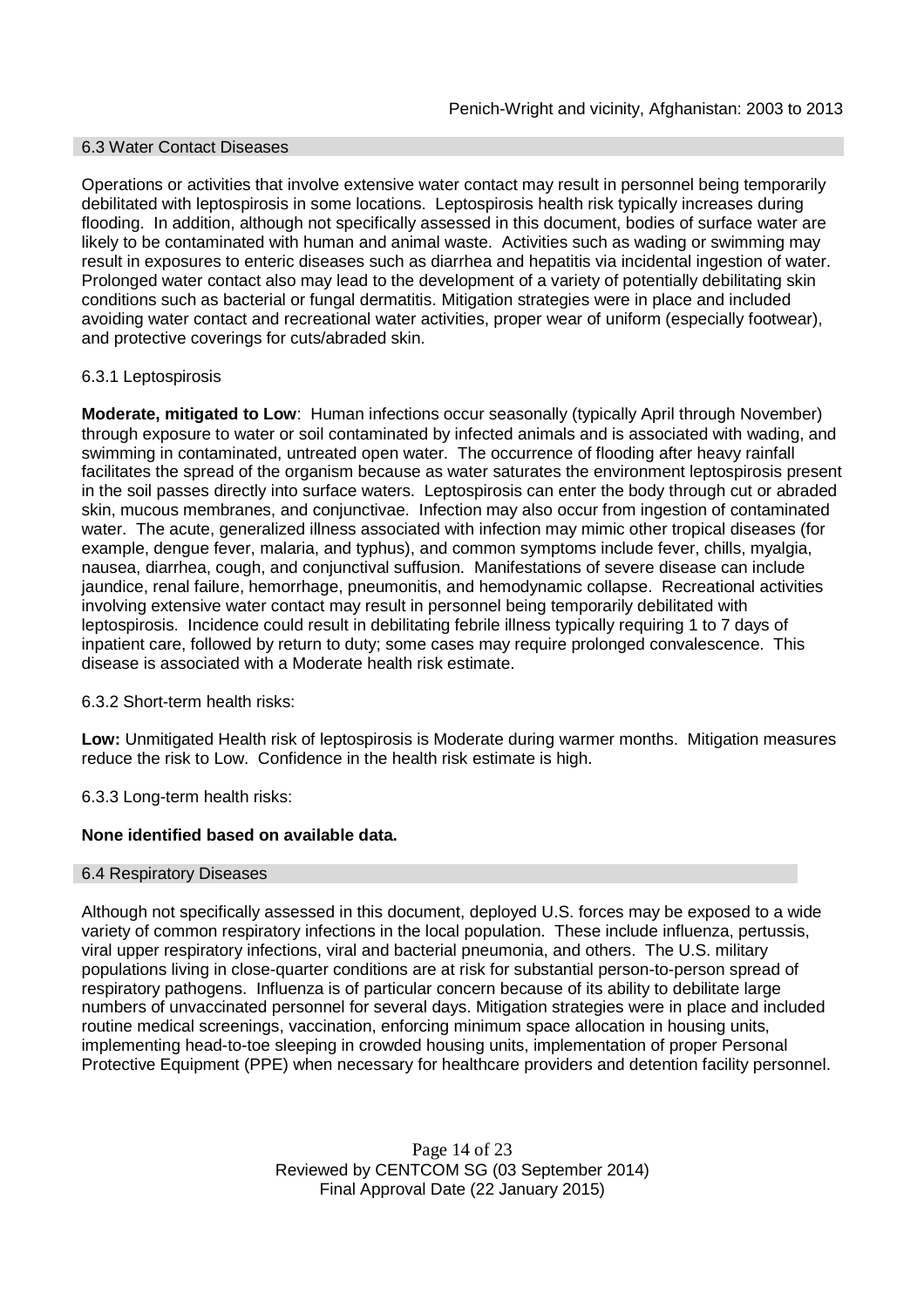## 6.3 Water Contact Diseases

Operations or activities that involve extensive water contact may result in personnel being temporarily debilitated with leptospirosis in some locations. Leptospirosis health risk typically increases during flooding. In addition, although not specifically assessed in this document, bodies of surface water are likely to be contaminated with human and animal waste. Activities such as wading or swimming may result in exposures to enteric diseases such as diarrhea and hepatitis via incidental ingestion of water. Prolonged water contact also may lead to the development of a variety of potentially debilitating skin conditions such as bacterial or fungal dermatitis. Mitigation strategies were in place and included avoiding water contact and recreational water activities, proper wear of uniform (especially footwear), and protective coverings for cuts/abraded skin.

### 6.3.1 Leptospirosis

**Moderate, mitigated to Low**: Human infections occur seasonally (typically April through November) through exposure to water or soil contaminated by infected animals and is associated with wading, and swimming in contaminated, untreated open water. The occurrence of flooding after heavy rainfall facilitates the spread of the organism because as water saturates the environment leptospirosis present in the soil passes directly into surface waters. Leptospirosis can enter the body through cut or abraded skin, mucous membranes, and conjunctivae. Infection may also occur from ingestion of contaminated water. The acute, generalized illness associated with infection may mimic other tropical diseases (for example, dengue fever, malaria, and typhus), and common symptoms include fever, chills, myalgia, nausea, diarrhea, cough, and conjunctival suffusion. Manifestations of severe disease can include jaundice, renal failure, hemorrhage, pneumonitis, and hemodynamic collapse. Recreational activities involving extensive water contact may result in personnel being temporarily debilitated with leptospirosis. Incidence could result in debilitating febrile illness typically requiring 1 to 7 days of inpatient care, followed by return to duty; some cases may require prolonged convalescence. This disease is associated with a Moderate health risk estimate.

### 6.3.2 Short-term health risks:

**Low:** Unmitigated Health risk of leptospirosis is Moderate during warmer months. Mitigation measures reduce the risk to Low. Confidence in the health risk estimate is high.

### 6.3.3 Long-term health risks:

**None identified based on available data.**

## 6.4 Respiratory Diseases

Although not specifically assessed in this document, deployed U.S. forces may be exposed to a wide variety of common respiratory infections in the local population. These include influenza, pertussis, viral upper respiratory infections, viral and bacterial pneumonia, and others. The U.S. military populations living in close-quarter conditions are at risk for substantial person-to-person spread of respiratory pathogens. Influenza is of particular concern because of its ability to debilitate large numbers of unvaccinated personnel for several days. Mitigation strategies were in place and included routine medical screenings, vaccination, enforcing minimum space allocation in housing units, implementing head-to-toe sleeping in crowded housing units, implementation of proper Personal Protective Equipment (PPE) when necessary for healthcare providers and detention facility personnel.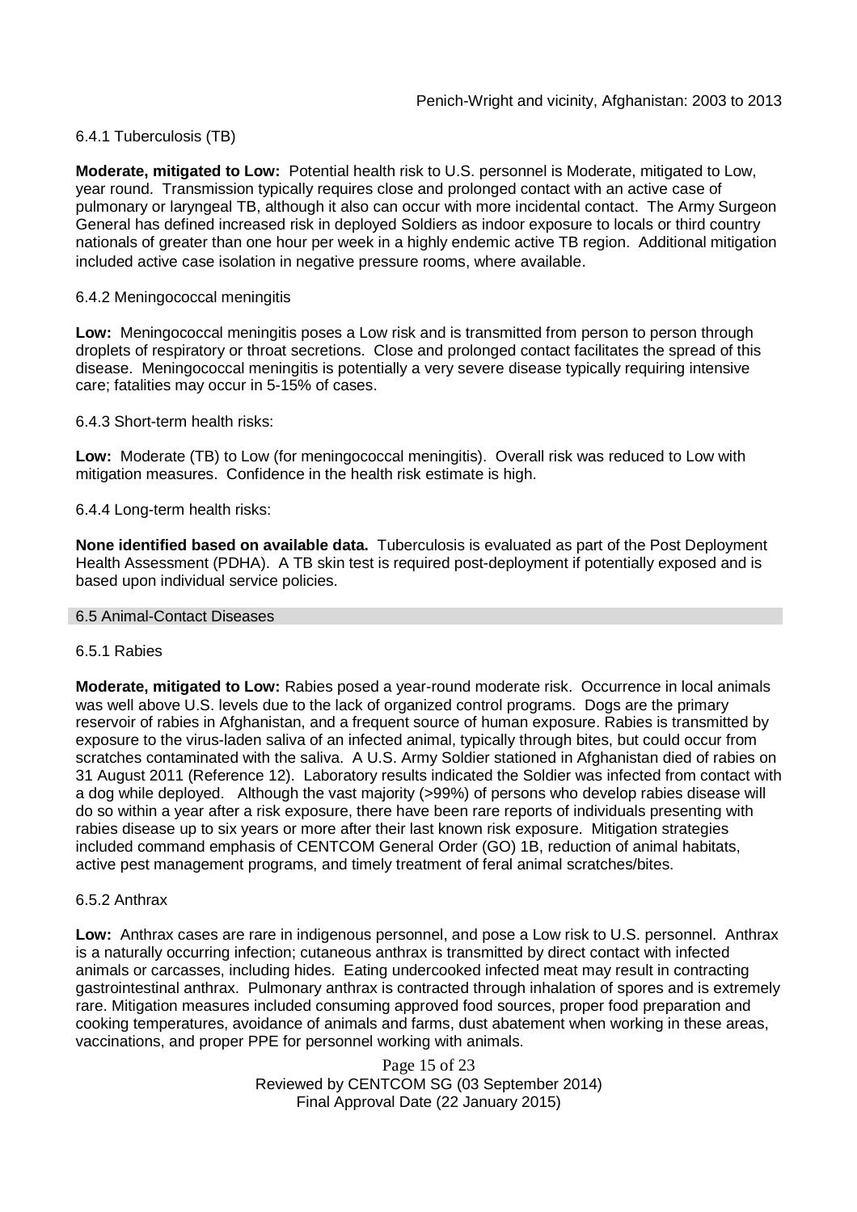### 6.4.1 Tuberculosis (TB)

**Moderate, mitigated to Low:** Potential health risk to U.S. personnel is Moderate, mitigated to Low, year round. Transmission typically requires close and prolonged contact with an active case of pulmonary or laryngeal TB, although it also can occur with more incidental contact. The Army Surgeon General has defined increased risk in deployed Soldiers as indoor exposure to locals or third country nationals of greater than one hour per week in a highly endemic active TB region. Additional mitigation included active case isolation in negative pressure rooms, where available.

### 6.4.2 Meningococcal meningitis

**Low:** Meningococcal meningitis poses a Low risk and is transmitted from person to person through droplets of respiratory or throat secretions. Close and prolonged contact facilitates the spread of this disease. Meningococcal meningitis is potentially a very severe disease typically requiring intensive care; fatalities may occur in 5-15% of cases.

### 6.4.3 Short-term health risks:

**Low:** Moderate (TB) to Low (for meningococcal meningitis). Overall risk was reduced to Low with mitigation measures. Confidence in the health risk estimate is high.

### 6.4.4 Long-term health risks:

**None identified based on available data.** Tuberculosis is evaluated as part of the Post Deployment Health Assessment (PDHA). A TB skin test is required post-deployment if potentially exposed and is based upon individual service policies.

## 6.5 Animal-Contact Diseases

### 6.5.1 Rabies

**Moderate, mitigated to Low:** Rabies posed a year-round moderate risk. Occurrence in local animals was well above U.S. levels due to the lack of organized control programs. Dogs are the primary reservoir of rabies in Afghanistan, and a frequent source of human exposure. Rabies is transmitted by exposure to the virus-laden saliva of an infected animal, typically through bites, but could occur from scratches contaminated with the saliva. A U.S. Army Soldier stationed in Afghanistan died of rabies on 31 August 2011 (Reference 12). Laboratory results indicated the Soldier was infected from contact with a dog while deployed. Although the vast majority (>99%) of persons who develop rabies disease will do so within a year after a risk exposure, there have been rare reports of individuals presenting with rabies disease up to six years or more after their last known risk exposure. Mitigation strategies included command emphasis of CENTCOM General Order (GO) 1B, reduction of animal habitats, active pest management programs, and timely treatment of feral animal scratches/bites.

### 6.5.2 Anthrax

**Low:** Anthrax cases are rare in indigenous personnel, and pose a Low risk to U.S. personnel. Anthrax is a naturally occurring infection; cutaneous anthrax is transmitted by direct contact with infected animals or carcasses, including hides. Eating undercooked infected meat may result in contracting gastrointestinal anthrax. Pulmonary anthrax is contracted through inhalation of spores and is extremely rare. Mitigation measures included consuming approved food sources, proper food preparation and cooking temperatures, avoidance of animals and farms, dust abatement when working in these areas, vaccinations, and proper PPE for personnel working with animals.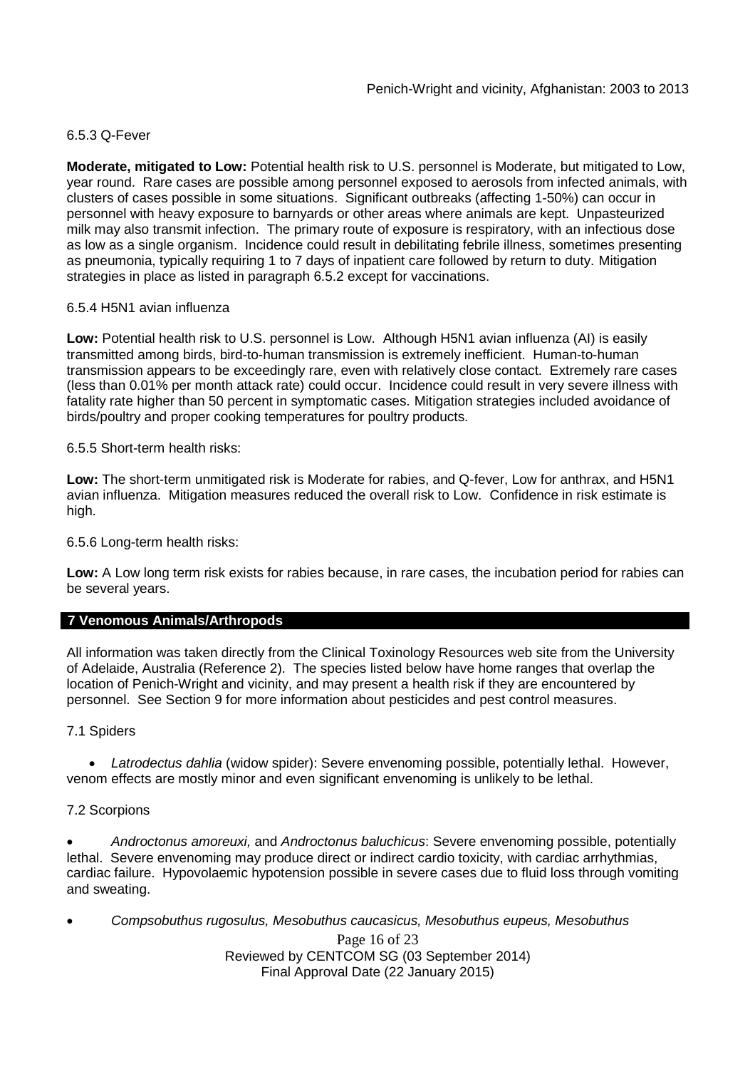6.5.3 Q-Fever

**Moderate, mitigated to Low:** Potential health risk to U.S. personnel is Moderate, but mitigated to Low, year round. Rare cases are possible among personnel exposed to aerosols from infected animals, with clusters of cases possible in some situations. Significant outbreaks (affecting 1-50%) can occur in personnel with heavy exposure to barnyards or other areas where animals are kept. Unpasteurized milk may also transmit infection. The primary route of exposure is respiratory, with an infectious dose as low as a single organism. Incidence could result in debilitating febrile illness, sometimes presenting as pneumonia, typically requiring 1 to 7 days of inpatient care followed by return to duty. Mitigation strategies in place as listed in paragraph 6.5.2 except for vaccinations.

6.5.4 H5N1 avian influenza

**Low:** Potential health risk to U.S. personnel is Low. Although H5N1 avian influenza (AI) is easily transmitted among birds, bird-to-human transmission is extremely inefficient. Human-to-human transmission appears to be exceedingly rare, even with relatively close contact. Extremely rare cases (less than 0.01% per month attack rate) could occur. Incidence could result in very severe illness with fatality rate higher than 50 percent in symptomatic cases. Mitigation strategies included avoidance of birds/poultry and proper cooking temperatures for poultry products.

6.5.5 Short-term health risks:

**Low:** The short-term unmitigated risk is Moderate for rabies, and Q-fever, Low for anthrax, and H5N1 avian influenza. Mitigation measures reduced the overall risk to Low. Confidence in risk estimate is high.

6.5.6 Long-term health risks:

**Low:** A Low long term risk exists for rabies because, in rare cases, the incubation period for rabies can be several years.

## 7 Venomous Animals/Arthropods

All information was taken directly from the Clinical Toxinology Resources web site from the University of Adelaide, Australia (Reference 2). The species listed below have home ranges that overlap the location of Penich-Wright and vicinity, and may present a health risk if they are encountered by personnel. See Section 9 for more information about pesticides and pest control measures.

7.1 Spiders

- *Latrodectus dahlia* (widow spider): Severe envenoming possible, potentially lethal. However, venom effects are mostly minor and even significant envenoming is unlikely to be lethal.

7.2 Scorpions

- *Androctonus amoreuxi,* and *Androctonus baluchicus*: Severe envenoming possible, potentially lethal. Severe envenoming may produce direct or indirect cardio toxicity, with cardiac arrhythmias, cardiac failure. Hypovolaemic hypotension possible in severe cases due to fluid loss through vomiting and sweating.
- *Compsobuthus rugosulus, Mesobuthus caucasicus, Mesobuthus eupeus, Mesobuthus*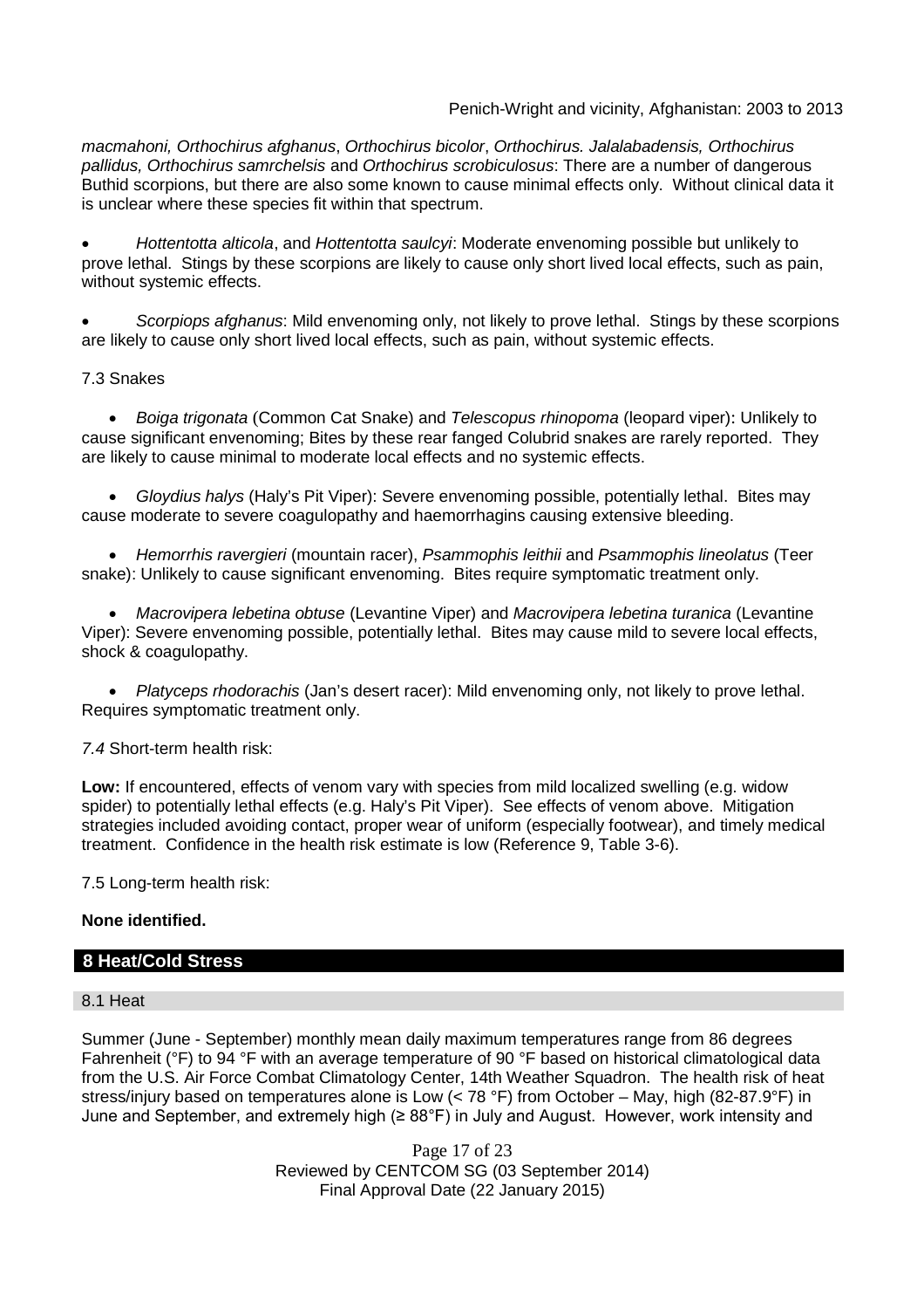*macmahoni, Orthochirus afghanus*, *Orthochirus bicolor*, *Orthochirus. Jalalabadensis, Orthochirus pallidus, Orthochirus samrchelsis* and *Orthochirus scrobiculosus*: There are a number of dangerous Buthid scorpions, but there are also some known to cause minimal effects only. Without clinical data it is unclear where these species fit within that spectrum.

- *Hottentotta alticola*, and *Hottentotta saulcyi*: Moderate envenoming possible but unlikely to prove lethal. Stings by these scorpions are likely to cause only short lived local effects, such as pain, without systemic effects.

- *Scorpiops afghanus*: Mild envenoming only, not likely to prove lethal. Stings by these scorpions are likely to cause only short lived local effects, such as pain, without systemic effects.

7.3 Snakes

- *Boiga trigonata* (Common Cat Snake) and *Telescopus rhinopoma* (leopard viper): Unlikely to cause significant envenoming; Bites by these rear fanged Colubrid snakes are rarely reported. They are likely to cause minimal to moderate local effects and no systemic effects.

- *Gloydius halys* (Haly's Pit Viper): Severe envenoming possible, potentially lethal. Bites may cause moderate to severe coagulopathy and haemorrhagins causing extensive bleeding.

- *Hemorrhis ravergieri* (mountain racer), *Psammophis leithii* and *Psammophis lineolatus* (Teer snake): Unlikely to cause significant envenoming. Bites require symptomatic treatment only.

- *Macrovipera lebetina obtuse* (Levantine Viper) and *Macrovipera lebetina turanica* (Levantine Viper): Severe envenoming possible, potentially lethal. Bites may cause mild to severe local effects, shock & coagulopathy.

- *Platyceps rhodorachis* (Jan's desert racer): Mild envenoming only, not likely to prove lethal. Requires symptomatic treatment only.

*7.4* Short-term health risk:

**Low:** If encountered, effects of venom vary with species from mild localized swelling (e.g. widow spider) to potentially lethal effects (e.g. Haly's Pit Viper). See effects of venom above. Mitigation strategies included avoiding contact, proper wear of uniform (especially footwear), and timely medical treatment. Confidence in the health risk estimate is low (Reference 9, Table 3-6).

7.5 Long-term health risk:

**None identified.**

## 8 Heat/Cold Stress

### 8.1 Heat

Summer (June - September) monthly mean daily maximum temperatures range from 86 degrees Fahrenheit (°F) to 94 °F with an average temperature of 90 °F based on historical climatological data from the U.S. Air Force Combat Climatology Center, 14th Weather Squadron. The health risk of heat stress/injury based on temperatures alone is Low (< 78 °F) from October – May, high (82-87.9°F) in June and September, and extremely high (≥ 88°F) in July and August. However, work intensity and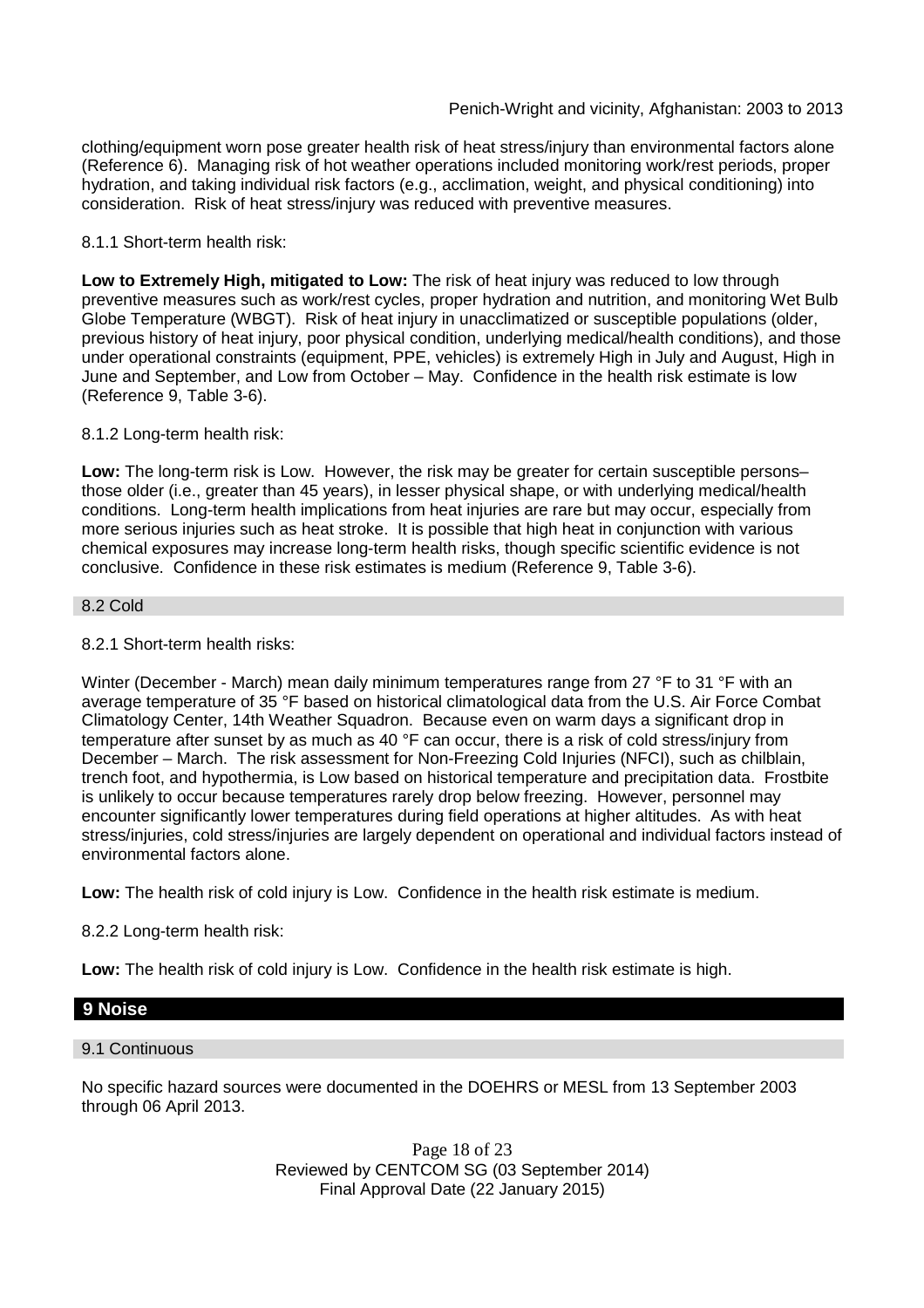clothing/equipment worn pose greater health risk of heat stress/injury than environmental factors alone (Reference 6). Managing risk of hot weather operations included monitoring work/rest periods, proper hydration, and taking individual risk factors (e.g., acclimation, weight, and physical conditioning) into consideration. Risk of heat stress/injury was reduced with preventive measures.

8.1.1 Short-term health risk:

**Low to Extremely High, mitigated to Low:** The risk of heat injury was reduced to low through preventive measures such as work/rest cycles, proper hydration and nutrition, and monitoring Wet Bulb Globe Temperature (WBGT). Risk of heat injury in unacclimatized or susceptible populations (older, previous history of heat injury, poor physical condition, underlying medical/health conditions), and those under operational constraints (equipment, PPE, vehicles) is extremely High in July and August, High in June and September, and Low from October – May. Confidence in the health risk estimate is low (Reference 9, Table 3-6).

8.1.2 Long-term health risk:

**Low:** The long-term risk is Low. However, the risk may be greater for certain susceptible persons– those older (i.e., greater than 45 years), in lesser physical shape, or with underlying medical/health conditions. Long-term health implications from heat injuries are rare but may occur, especially from more serious injuries such as heat stroke. It is possible that high heat in conjunction with various chemical exposures may increase long-term health risks, though specific scientific evidence is not conclusive. Confidence in these risk estimates is medium (Reference 9, Table 3-6).

### 8.2 Cold

8.2.1 Short-term health risks:

Winter (December - March) mean daily minimum temperatures range from 27 °F to 31 °F with an average temperature of 35 °F based on historical climatological data from the U.S. Air Force Combat Climatology Center, 14th Weather Squadron. Because even on warm days a significant drop in temperature after sunset by as much as 40 °F can occur, there is a risk of cold stress/injury from December – March. The risk assessment for Non-Freezing Cold Injuries (NFCI), such as chilblain, trench foot, and hypothermia, is Low based on historical temperature and precipitation data. Frostbite is unlikely to occur because temperatures rarely drop below freezing. However, personnel may encounter significantly lower temperatures during field operations at higher altitudes. As with heat stress/injuries, cold stress/injuries are largely dependent on operational and individual factors instead of environmental factors alone.

**Low:** The health risk of cold injury is Low. Confidence in the health risk estimate is medium.

8.2.2 Long-term health risk:

**Low:** The health risk of cold injury is Low. Confidence in the health risk estimate is high.

## 9 Noise

### 9.1 Continuous

No specific hazard sources were documented in the DOEHRS or MESL from 13 September 2003 through 06 April 2013.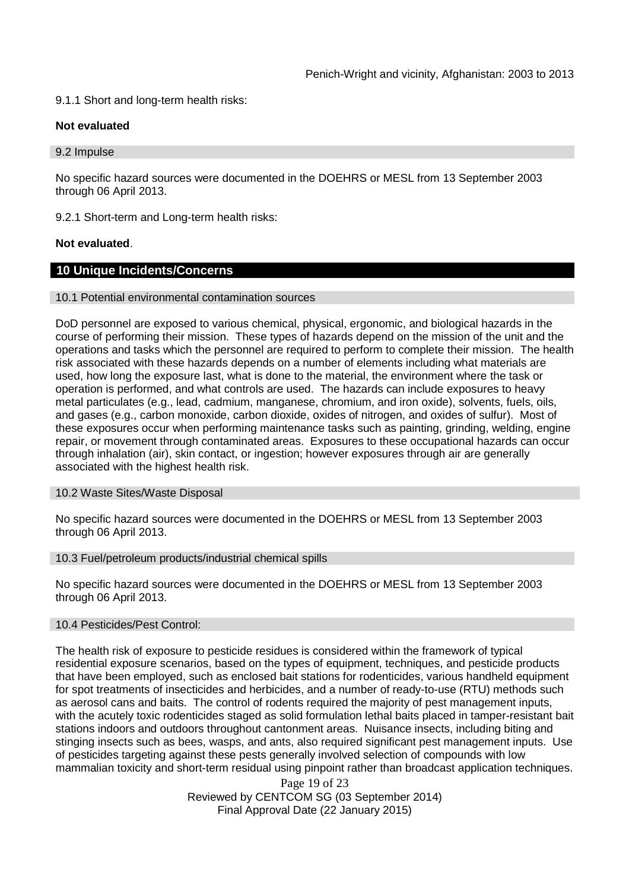9.1.1 Short and long-term health risks:

**Not evaluated**

### 9.2 Impulse

No specific hazard sources were documented in the DOEHRS or MESL from 13 September 2003 through 06 April 2013.

9.2.1 Short-term and Long-term health risks:

**Not evaluated**.

## 10 Unique Incidents/Concerns

### 10.1 Potential environmental contamination sources

DoD personnel are exposed to various chemical, physical, ergonomic, and biological hazards in the course of performing their mission. These types of hazards depend on the mission of the unit and the operations and tasks which the personnel are required to perform to complete their mission. The health risk associated with these hazards depends on a number of elements including what materials are used, how long the exposure last, what is done to the material, the environment where the task or operation is performed, and what controls are used. The hazards can include exposures to heavy metal particulates (e.g., lead, cadmium, manganese, chromium, and iron oxide), solvents, fuels, oils, and gases (e.g., carbon monoxide, carbon dioxide, oxides of nitrogen, and oxides of sulfur). Most of these exposures occur when performing maintenance tasks such as painting, grinding, welding, engine repair, or movement through contaminated areas. Exposures to these occupational hazards can occur through inhalation (air), skin contact, or ingestion; however exposures through air are generally associated with the highest health risk.

### 10.2 Waste Sites/Waste Disposal

No specific hazard sources were documented in the DOEHRS or MESL from 13 September 2003 through 06 April 2013.

### 10.3 Fuel/petroleum products/industrial chemical spills

No specific hazard sources were documented in the DOEHRS or MESL from 13 September 2003 through 06 April 2013.

### 10.4 Pesticides/Pest Control:

The health risk of exposure to pesticide residues is considered within the framework of typical residential exposure scenarios, based on the types of equipment, techniques, and pesticide products that have been employed, such as enclosed bait stations for rodenticides, various handheld equipment for spot treatments of insecticides and herbicides, and a number of ready-to-use (RTU) methods such as aerosol cans and baits. The control of rodents required the majority of pest management inputs, with the acutely toxic rodenticides staged as solid formulation lethal baits placed in tamper-resistant bait stations indoors and outdoors throughout cantonment areas. Nuisance insects, including biting and stinging insects such as bees, wasps, and ants, also required significant pest management inputs. Use of pesticides targeting against these pests generally involved selection of compounds with low mammalian toxicity and short-term residual using pinpoint rather than broadcast application techniques.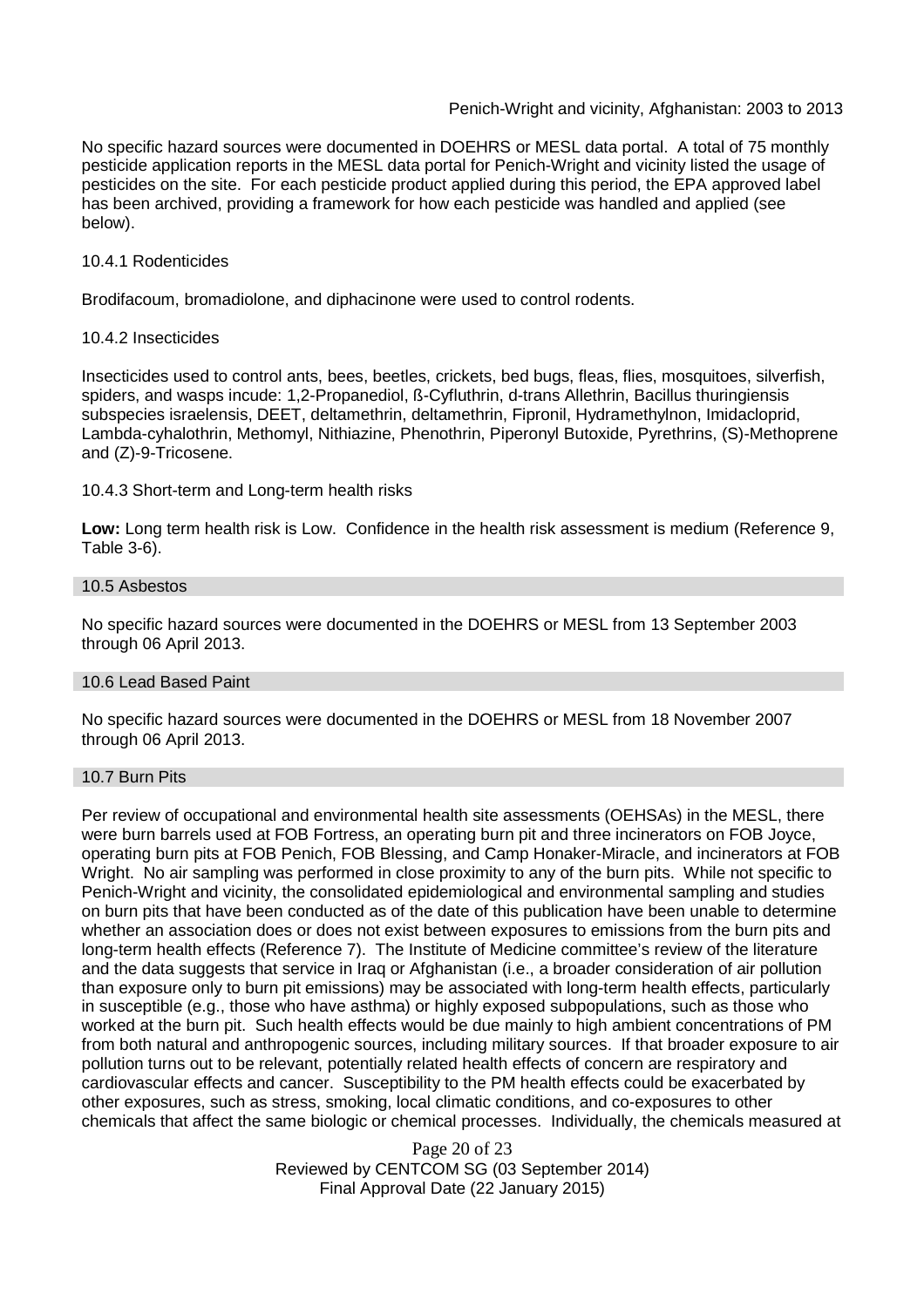No specific hazard sources were documented in DOEHRS or MESL data portal. A total of 75 monthly pesticide application reports in the MESL data portal for Penich-Wright and vicinity listed the usage of pesticides on the site. For each pesticide product applied during this period, the EPA approved label has been archived, providing a framework for how each pesticide was handled and applied (see below).

10.4.1 Rodenticides

Brodifacoum, bromadiolone, and diphacinone were used to control rodents.

10.4.2 Insecticides

Insecticides used to control ants, bees, beetles, crickets, bed bugs, fleas, flies, mosquitoes, silverfish, spiders, and wasps incude: 1,2-Propanediol, ß-Cyfluthrin, d-trans Allethrin, Bacillus thuringiensis subspecies israelensis, DEET, deltamethrin, deltamethrin, Fipronil, Hydramethylnon, Imidacloprid, Lambda-cyhalothrin, Methomyl, Nithiazine, Phenothrin, Piperonyl Butoxide, Pyrethrins, (S)-Methoprene and (Z)-9-Tricosene.

10.4.3 Short-term and Long-term health risks

**Low:** Long term health risk is Low. Confidence in the health risk assessment is medium (Reference 9, Table 3-6).

## 10.5 Asbestos

No specific hazard sources were documented in the DOEHRS or MESL from 13 September 2003 through 06 April 2013.

## 10.6 Lead Based Paint

No specific hazard sources were documented in the DOEHRS or MESL from 18 November 2007 through 06 April 2013.

## 10.7 Burn Pits

Per review of occupational and environmental health site assessments (OEHSAs) in the MESL, there were burn barrels used at FOB Fortress, an operating burn pit and three incinerators on FOB Joyce, operating burn pits at FOB Penich, FOB Blessing, and Camp Honaker-Miracle, and incinerators at FOB Wright. No air sampling was performed in close proximity to any of the burn pits. While not specific to Penich-Wright and vicinity, the consolidated epidemiological and environmental sampling and studies on burn pits that have been conducted as of the date of this publication have been unable to determine whether an association does or does not exist between exposures to emissions from the burn pits and long-term health effects (Reference 7). The Institute of Medicine committee's review of the literature and the data suggests that service in Iraq or Afghanistan (i.e., a broader consideration of air pollution than exposure only to burn pit emissions) may be associated with long-term health effects, particularly in susceptible (e.g., those who have asthma) or highly exposed subpopulations, such as those who worked at the burn pit. Such health effects would be due mainly to high ambient concentrations of PM from both natural and anthropogenic sources, including military sources. If that broader exposure to air pollution turns out to be relevant, potentially related health effects of concern are respiratory and cardiovascular effects and cancer. Susceptibility to the PM health effects could be exacerbated by other exposures, such as stress, smoking, local climatic conditions, and co-exposures to other chemicals that affect the same biologic or chemical processes. Individually, the chemicals measured at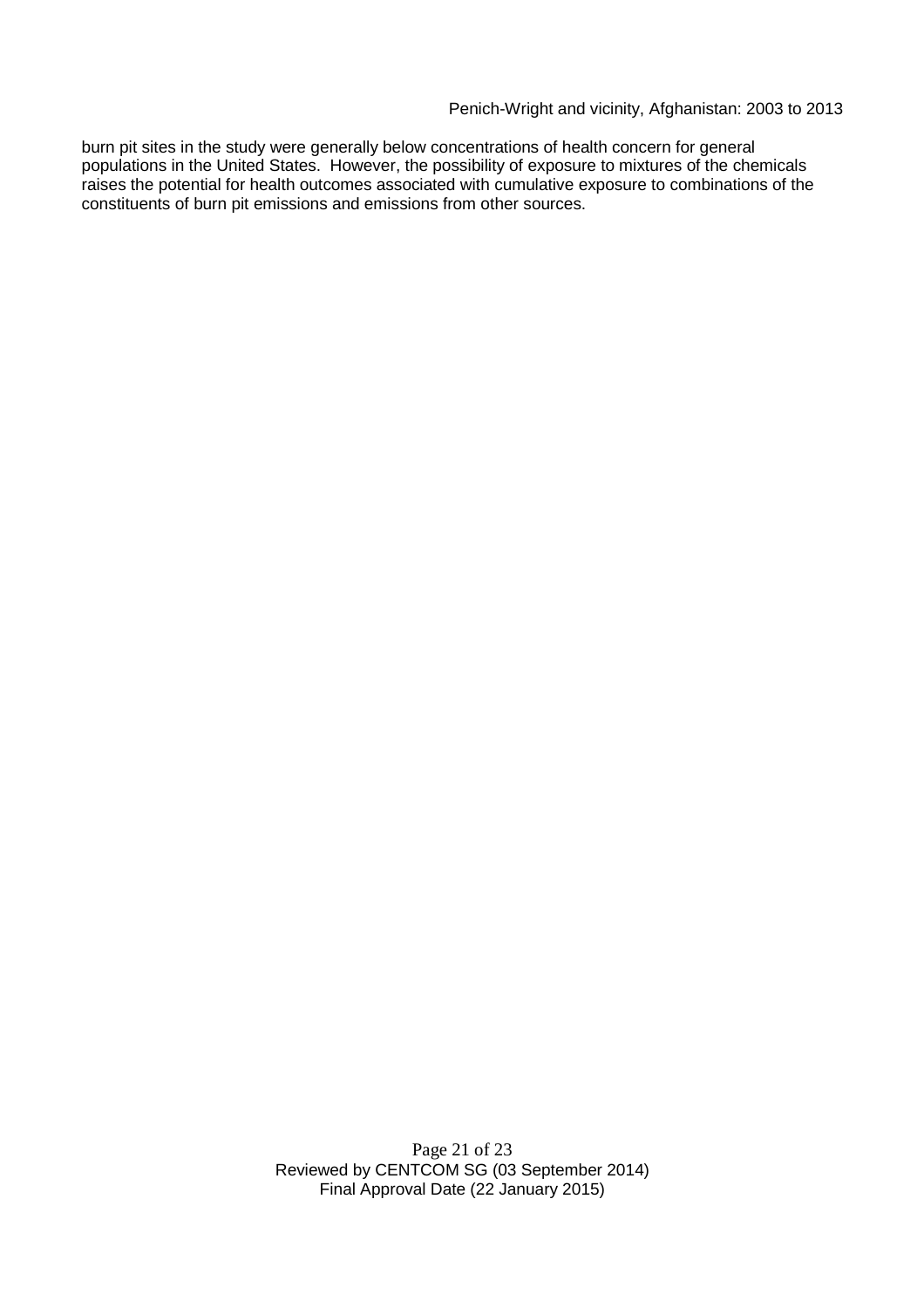burn pit sites in the study were generally below concentrations of health concern for general populations in the United States. However, the possibility of exposure to mixtures of the chemicals raises the potential for health outcomes associated with cumulative exposure to combinations of the constituents of burn pit emissions and emissions from other sources.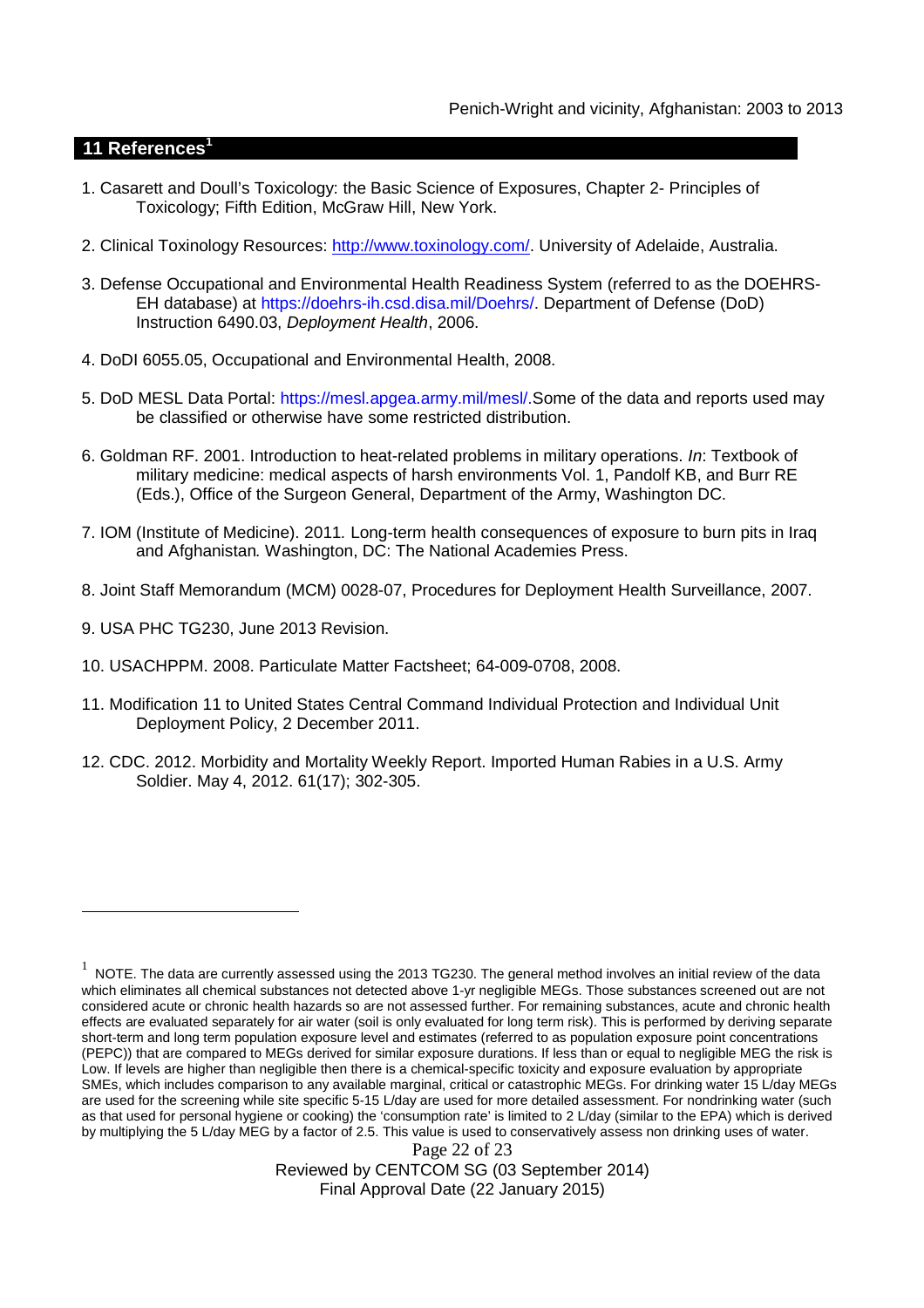## 11 References[1]

1. Casarett and Doull's Toxicology: the Basic Science of Exposures, Chapter 2- Principles of Toxicology; Fifth Edition, McGraw Hill, New York.

2. Clinical Toxinology Resources: http://www.toxinology.com/. University of Adelaide, Australia.

3. Defense Occupational and Environmental Health Readiness System (referred to as the DOEHRS-EH database) at https://doehrs-ih.csd.disa.mil/Doehrs/. Department of Defense (DoD) Instruction 6490.03, *Deployment Health*, 2006.

4. DoDI 6055.05, Occupational and Environmental Health, 2008.

5. DoD MESL Data Portal: https://mesl.apgea.army.mil/mesl/.Some of the data and reports used may be classified or otherwise have some restricted distribution.

6. Goldman RF. 2001. Introduction to heat-related problems in military operations. *In*: Textbook of military medicine: medical aspects of harsh environments Vol. 1, Pandolf KB, and Burr RE (Eds.), Office of the Surgeon General, Department of the Army, Washington DC.

7. IOM (Institute of Medicine). 2011*.* Long-term health consequences of exposure to burn pits in Iraq and Afghanistan*.* Washington, DC: The National Academies Press.

8. Joint Staff Memorandum (MCM) 0028-07, Procedures for Deployment Health Surveillance, 2007.

9. USA PHC TG230, June 2013 Revision.

10. USACHPPM. 2008. Particulate Matter Factsheet; 64-009-0708, 2008.

11. Modification 11 to United States Central Command Individual Protection and Individual Unit Deployment Policy, 2 December 2011.

12. CDC. 2012. Morbidity and Mortality Weekly Report. Imported Human Rabies in a U.S. Army Soldier. May 4, 2012. 61(17); 302-305.

---

[1] NOTE. The data are currently assessed using the 2013 TG230. The general method involves an initial review of the data which eliminates all chemical substances not detected above 1-yr negligible MEGs. Those substances screened out are not considered acute or chronic health hazards so are not assessed further. For remaining substances, acute and chronic health effects are evaluated separately for air water (soil is only evaluated for long term risk). This is performed by deriving separate short-term and long term population exposure level and estimates (referred to as population exposure point concentrations (PEPC)) that are compared to MEGs derived for similar exposure durations. If less than or equal to negligible MEG the risk is Low. If levels are higher than negligible then there is a chemical-specific toxicity and exposure evaluation by appropriate SMEs, which includes comparison to any available marginal, critical or catastrophic MEGs. For drinking water 15 L/day MEGs are used for the screening while site specific 5-15 L/day are used for more detailed assessment. For nondrinking water (such as that used for personal hygiene or cooking) the 'consumption rate' is limited to 2 L/day (similar to the EPA) which is derived by multiplying the 5 L/day MEG by a factor of 2.5. This value is used to conservatively assess non drinking uses of water.

Reviewed by CENTCOM SG (03 September 2014)
Final Approval Date (22 January 2015)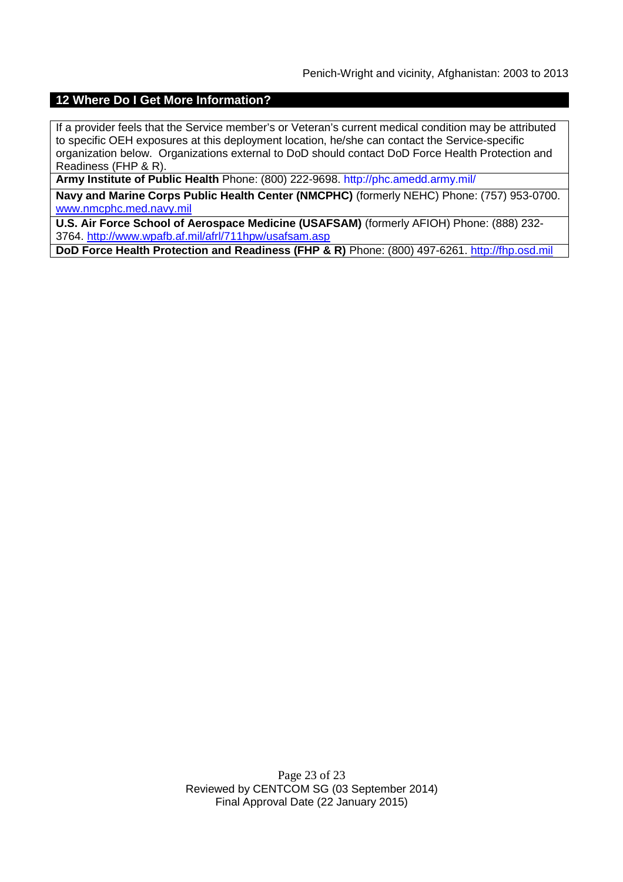## 12 Where Do I Get More Information?

If a provider feels that the Service member's or Veteran's current medical condition may be attributed to specific OEH exposures at this deployment location, he/she can contact the Service-specific organization below. Organizations external to DoD should contact DoD Force Health Protection and Readiness (FHP & R).

**Army Institute of Public Health** Phone: (800) 222-9698. http://phc.amedd.army.mil/

**Navy and Marine Corps Public Health Center (NMCPHC)** (formerly NEHC) Phone: (757) 953-0700. www.nmcphc.med.navy.mil

**U.S. Air Force School of Aerospace Medicine (USAFSAM)** (formerly AFIOH) Phone: (888) 232-3764. http://www.wpafb.af.mil/afrl/711hpw/usafsam.asp

**DoD Force Health Protection and Readiness (FHP & R)** Phone: (800) 497-6261. http://fhp.osd.mil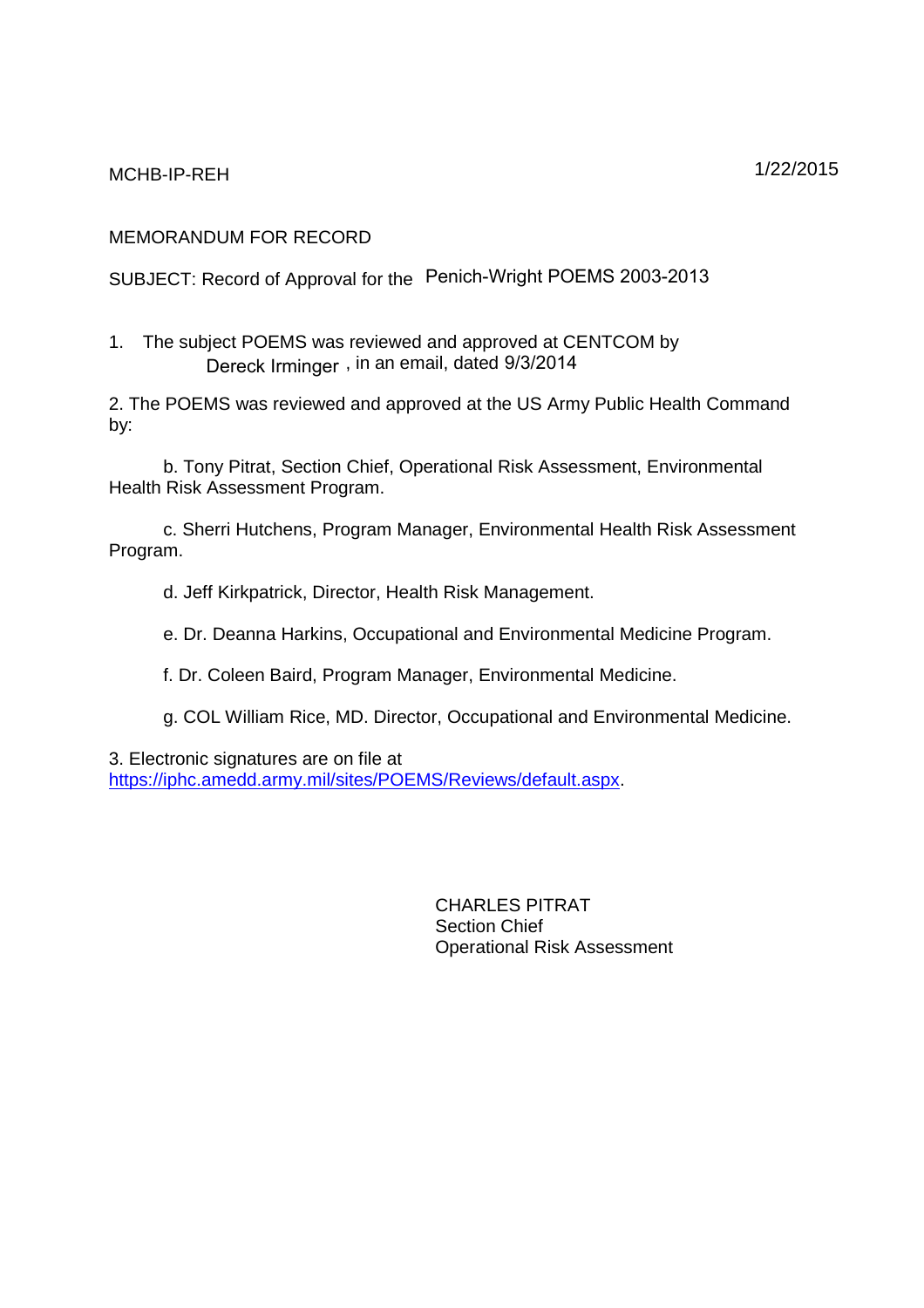MCHB-IP-REH

1/22/2015

MEMORANDUM FOR RECORD

SUBJECT: Record of Approval for the Penich-Wright POEMS 2003-2013

1. The subject POEMS was reviewed and approved at CENTCOM by Dereck Irminger , in an email, dated 9/3/2014

2. The POEMS was reviewed and approved at the US Army Public Health Command by:

b. Tony Pitrat, Section Chief, Operational Risk Assessment, Environmental Health Risk Assessment Program.

c. Sherri Hutchens, Program Manager, Environmental Health Risk Assessment Program.

d. Jeff Kirkpatrick, Director, Health Risk Management.

e. Dr. Deanna Harkins, Occupational and Environmental Medicine Program.

f. Dr. Coleen Baird, Program Manager, Environmental Medicine.

g. COL William Rice, MD. Director, Occupational and Environmental Medicine.

3. Electronic signatures are on file at https://iphc.amedd.army.mil/sites/POEMS/Reviews/default.aspx.

CHARLES PITRAT
Section Chief
Operational Risk Assessment